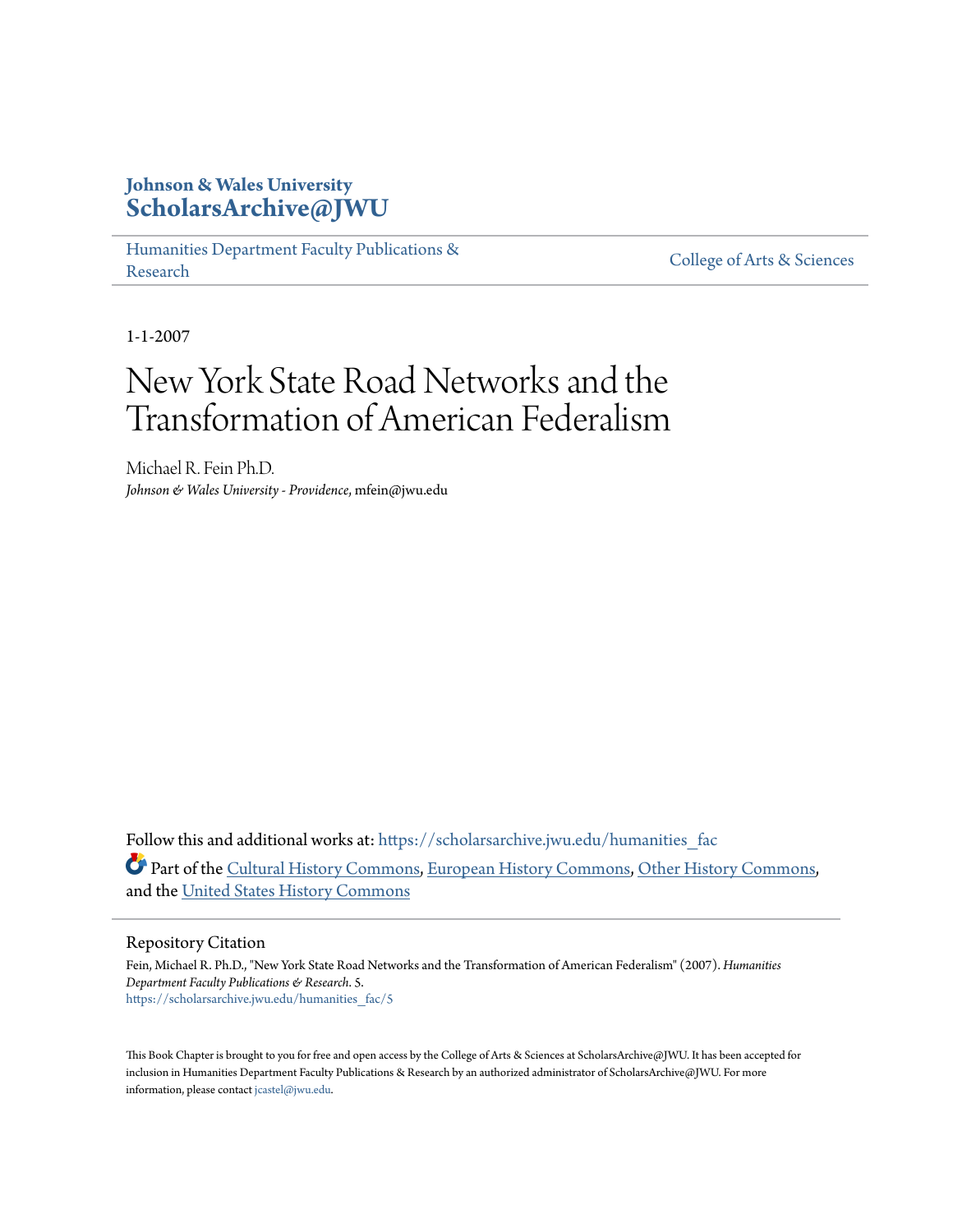**Johnson & Wales University**
**ScholarsArchive@JWU**

Humanities Department Faculty Publications & Research | College of Arts & Sciences

1-1-2007

# New York State Road Networks and the Transformation of American Federalism

Michael R. Fein Ph.D.
*Johnson & Wales University - Providence*, mfein@jwu.edu

Follow this and additional works at: https://scholarsarchive.jwu.edu/humanities_fac

Part of the Cultural History Commons, European History Commons, Other History Commons, and the United States History Commons

Repository Citation

Fein, Michael R. Ph.D., "New York State Road Networks and the Transformation of American Federalism" (2007). *Humanities Department Faculty Publications & Research*. 5.
https://scholarsarchive.jwu.edu/humanities_fac/5

This Book Chapter is brought to you for free and open access by the College of Arts & Sciences at ScholarsArchive@JWU. It has been accepted for inclusion in Humanities Department Faculty Publications & Research by an authorized administrator of ScholarsArchive@JWU. For more information, please contact jcastel@jwu.edu.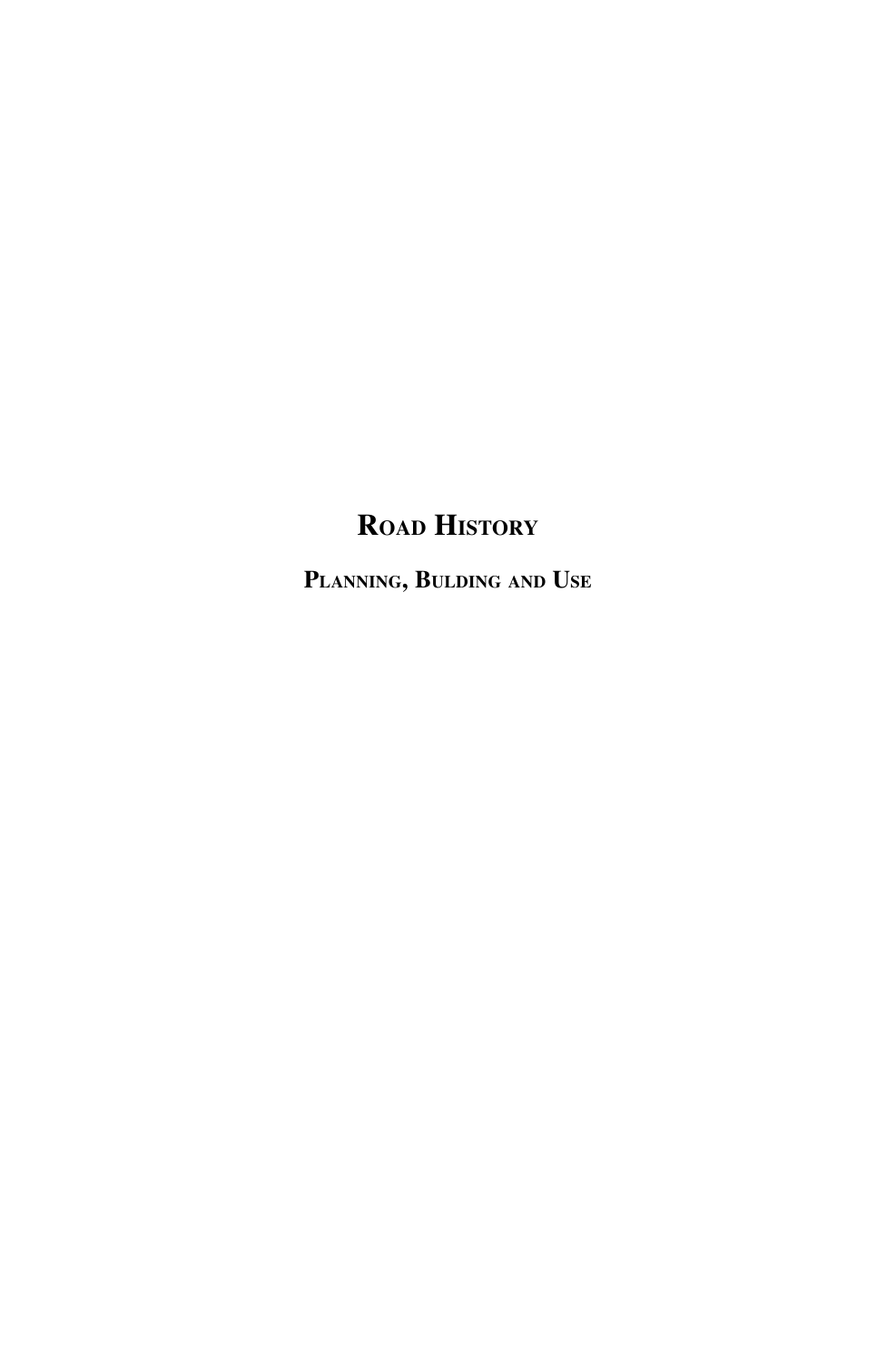# ROAD HISTORY

## PLANNING, BULDING AND USE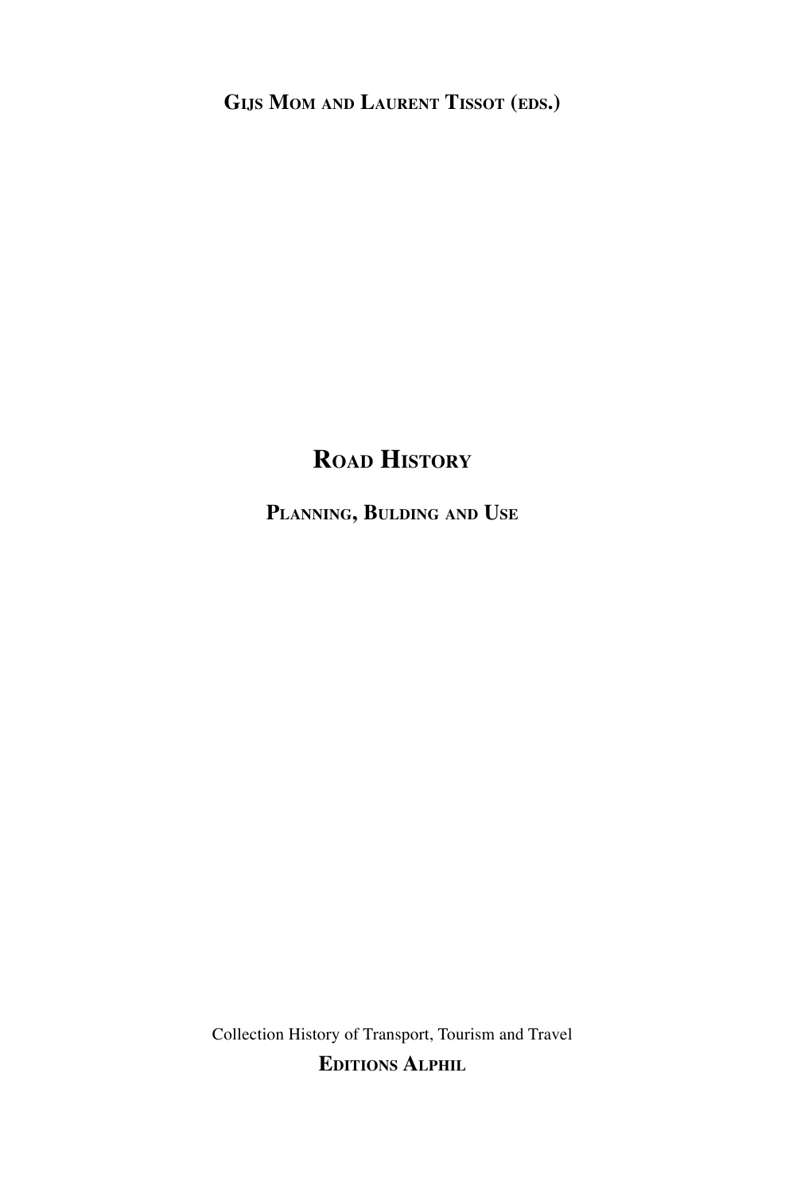**Gijs Mom and Laurent Tissot (eds.)**

# Road History

## Planning, Bulding and Use

Collection History of Transport, Tourism and Travel

**Editions Alphil**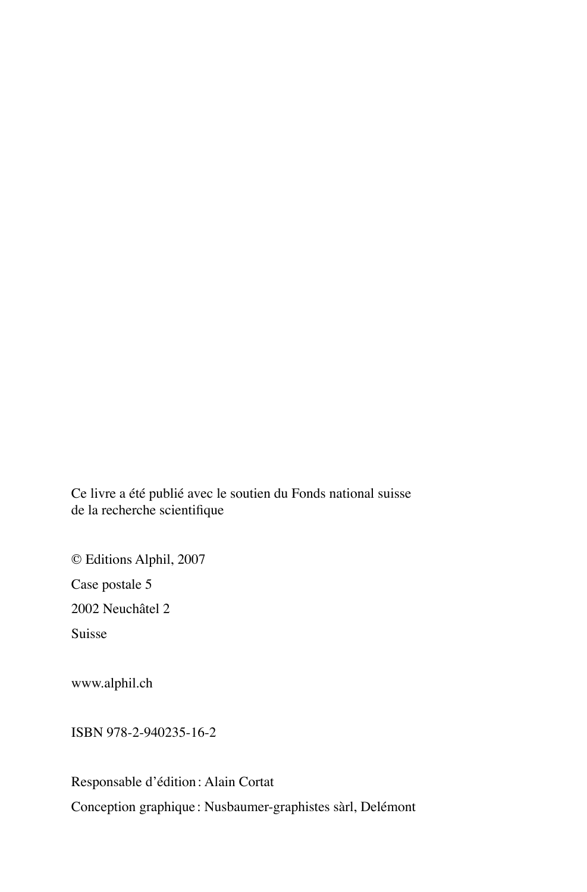Ce livre a été publié avec le soutien du Fonds national suisse de la recherche scientifique

© Editions Alphil, 2007

Case postale 5

2002 Neuchâtel 2

Suisse

www.alphil.ch

ISBN 978-2-940235-16-2

Responsable d'édition : Alain Cortat

Conception graphique : Nusbaumer-graphistes sàrl, Delémont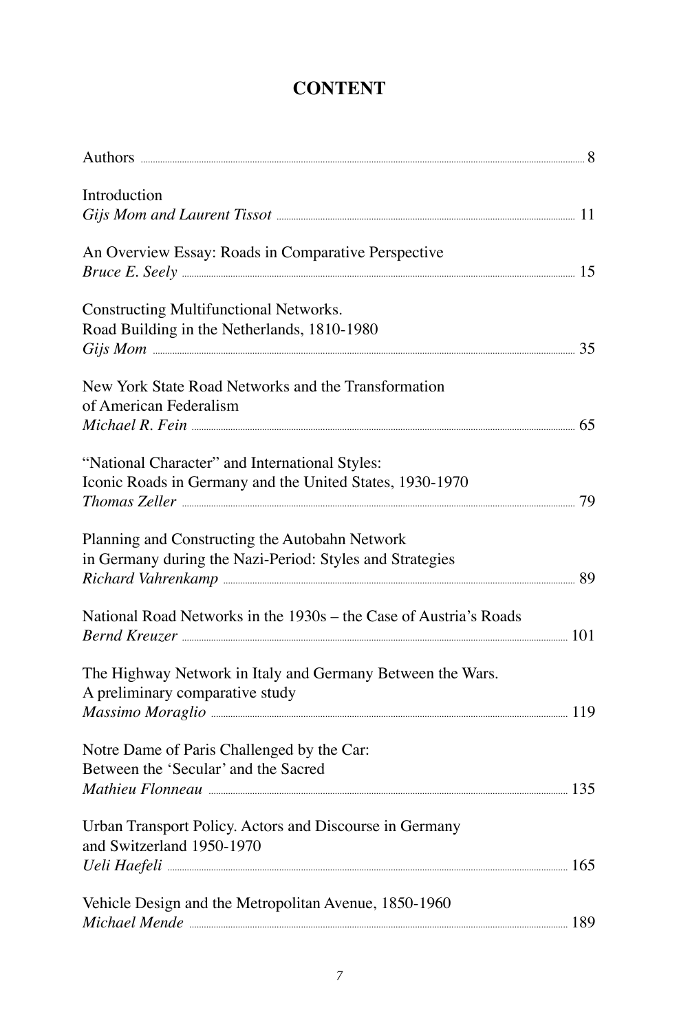# CONTENT

Authors ..... 8

Introduction
*Gijs Mom and Laurent Tissot* ..... 11

An Overview Essay: Roads in Comparative Perspective
*Bruce E. Seely* ..... 15

Constructing Multifunctional Networks.
Road Building in the Netherlands, 1810-1980
*Gijs Mom* ..... 35

New York State Road Networks and the Transformation
of American Federalism
*Michael R. Fein* ..... 65

"National Character" and International Styles:
Iconic Roads in Germany and the United States, 1930-1970
*Thomas Zeller* ..... 79

Planning and Constructing the Autobahn Network
in Germany during the Nazi-Period: Styles and Strategies
*Richard Vahrenkamp* ..... 89

National Road Networks in the 1930s – the Case of Austria's Roads
*Bernd Kreuzer* ..... 101

The Highway Network in Italy and Germany Between the Wars.
A preliminary comparative study
*Massimo Moraglio* ..... 119

Notre Dame of Paris Challenged by the Car:
Between the 'Secular' and the Sacred
*Mathieu Flonneau* ..... 135

Urban Transport Policy. Actors and Discourse in Germany
and Switzerland 1950-1970
*Ueli Haefeli* ..... 165

Vehicle Design and the Metropolitan Avenue, 1850-1960
*Michael Mende* ..... 189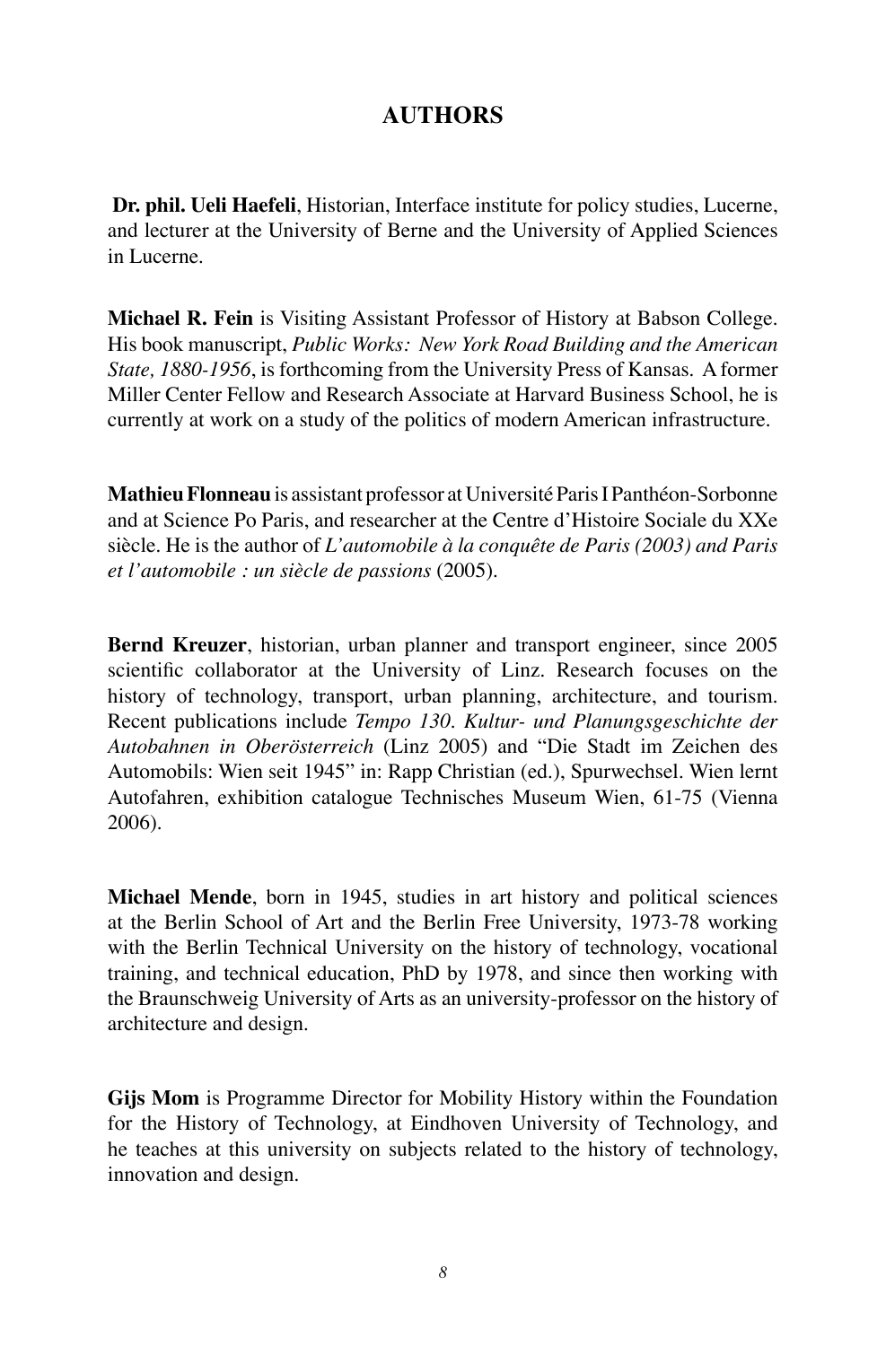# AUTHORS

**Dr. phil. Ueli Haefeli**, Historian, Interface institute for policy studies, Lucerne, and lecturer at the University of Berne and the University of Applied Sciences in Lucerne.

**Michael R. Fein** is Visiting Assistant Professor of History at Babson College. His book manuscript, *Public Works: New York Road Building and the American State, 1880-1956*, is forthcoming from the University Press of Kansas. A former Miller Center Fellow and Research Associate at Harvard Business School, he is currently at work on a study of the politics of modern American infrastructure.

**Mathieu Flonneau** is assistant professor at Université Paris I Panthéon-Sorbonne and at Science Po Paris, and researcher at the Centre d'Histoire Sociale du XXe siècle. He is the author of *L'automobile à la conquête de Paris (2003) and Paris et l'automobile : un siècle de passions* (2005).

**Bernd Kreuzer**, historian, urban planner and transport engineer, since 2005 scientific collaborator at the University of Linz. Research focuses on the history of technology, transport, urban planning, architecture, and tourism. Recent publications include *Tempo 130. Kultur- und Planungsgeschichte der Autobahnen in Oberösterreich* (Linz 2005) and "Die Stadt im Zeichen des Automobils: Wien seit 1945" in: Rapp Christian (ed.), Spurwechsel. Wien lernt Autofahren, exhibition catalogue Technisches Museum Wien, 61-75 (Vienna 2006).

**Michael Mende**, born in 1945, studies in art history and political sciences at the Berlin School of Art and the Berlin Free University, 1973-78 working with the Berlin Technical University on the history of technology, vocational training, and technical education, PhD by 1978, and since then working with the Braunschweig University of Arts as an university-professor on the history of architecture and design.

**Gijs Mom** is Programme Director for Mobility History within the Foundation for the History of Technology, at Eindhoven University of Technology, and he teaches at this university on subjects related to the history of technology, innovation and design.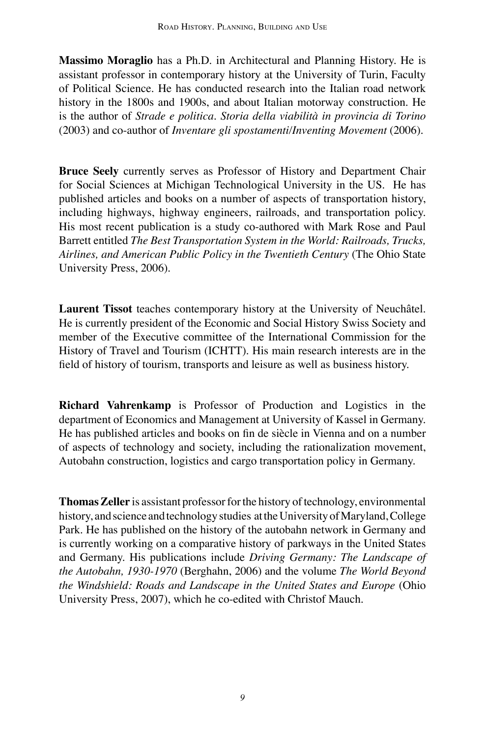**Massimo Moraglio** has a Ph.D. in Architectural and Planning History. He is assistant professor in contemporary history at the University of Turin, Faculty of Political Science. He has conducted research into the Italian road network history in the 1800s and 1900s, and about Italian motorway construction. He is the author of *Strade e politica. Storia della viabilità in provincia di Torino* (2003) and co-author of *Inventare gli spostamenti/Inventing Movement* (2006).

**Bruce Seely** currently serves as Professor of History and Department Chair for Social Sciences at Michigan Technological University in the US. He has published articles and books on a number of aspects of transportation history, including highways, highway engineers, railroads, and transportation policy. His most recent publication is a study co-authored with Mark Rose and Paul Barrett entitled *The Best Transportation System in the World: Railroads, Trucks, Airlines, and American Public Policy in the Twentieth Century* (The Ohio State University Press, 2006).

**Laurent Tissot** teaches contemporary history at the University of Neuchâtel. He is currently president of the Economic and Social History Swiss Society and member of the Executive committee of the International Commission for the History of Travel and Tourism (ICHTT). His main research interests are in the field of history of tourism, transports and leisure as well as business history.

**Richard Vahrenkamp** is Professor of Production and Logistics in the department of Economics and Management at University of Kassel in Germany. He has published articles and books on fin de siècle in Vienna and on a number of aspects of technology and society, including the rationalization movement, Autobahn construction, logistics and cargo transportation policy in Germany.

**Thomas Zeller** is assistant professor for the history of technology, environmental history, and science and technology studies at the University of Maryland, College Park. He has published on the history of the autobahn network in Germany and is currently working on a comparative history of parkways in the United States and Germany. His publications include *Driving Germany: The Landscape of the Autobahn, 1930-1970* (Berghahn, 2006) and the volume *The World Beyond the Windshield: Roads and Landscape in the United States and Europe* (Ohio University Press, 2007), which he co-edited with Christof Mauch.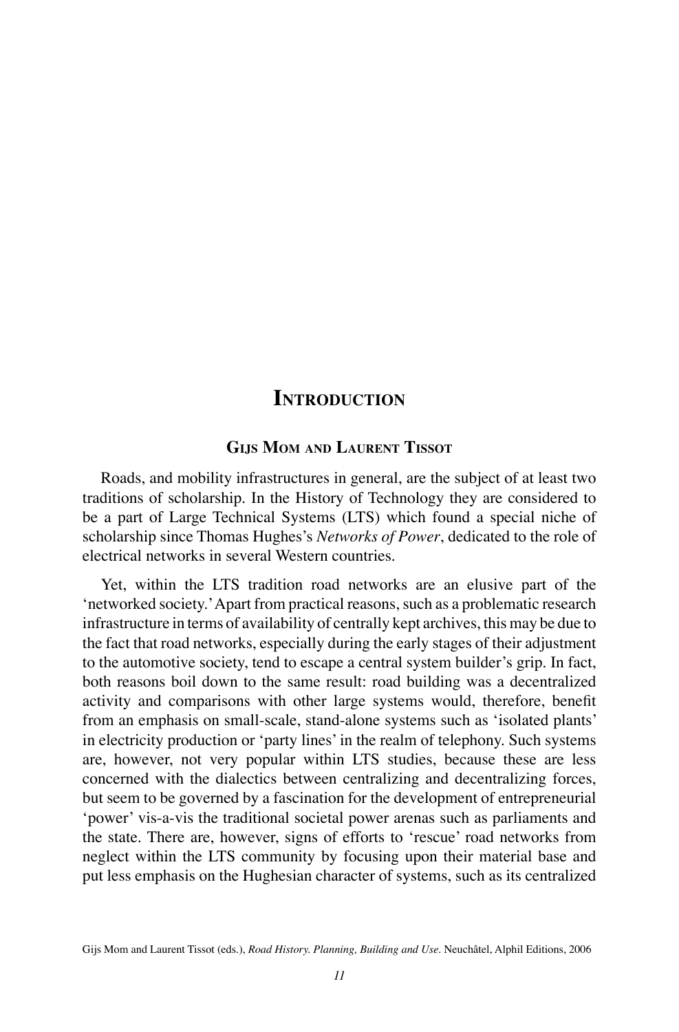# Introduction

**Gijs Mom and Laurent Tissot**

Roads, and mobility infrastructures in general, are the subject of at least two traditions of scholarship. In the History of Technology they are considered to be a part of Large Technical Systems (LTS) which found a special niche of scholarship since Thomas Hughes's *Networks of Power*, dedicated to the role of electrical networks in several Western countries.

Yet, within the LTS tradition road networks are an elusive part of the 'networked society.' Apart from practical reasons, such as a problematic research infrastructure in terms of availability of centrally kept archives, this may be due to the fact that road networks, especially during the early stages of their adjustment to the automotive society, tend to escape a central system builder's grip. In fact, both reasons boil down to the same result: road building was a decentralized activity and comparisons with other large systems would, therefore, benefit from an emphasis on small-scale, stand-alone systems such as 'isolated plants' in electricity production or 'party lines' in the realm of telephony. Such systems are, however, not very popular within LTS studies, because these are less concerned with the dialectics between centralizing and decentralizing forces, but seem to be governed by a fascination for the development of entrepreneurial 'power' vis-a-vis the traditional societal power arenas such as parliaments and the state. There are, however, signs of efforts to 'rescue' road networks from neglect within the LTS community by focusing upon their material base and put less emphasis on the Hughesian character of systems, such as its centralized

Gijs Mom and Laurent Tissot (eds.), *Road History. Planning, Building and Use*. Neuchâtel, Alphil Editions, 2006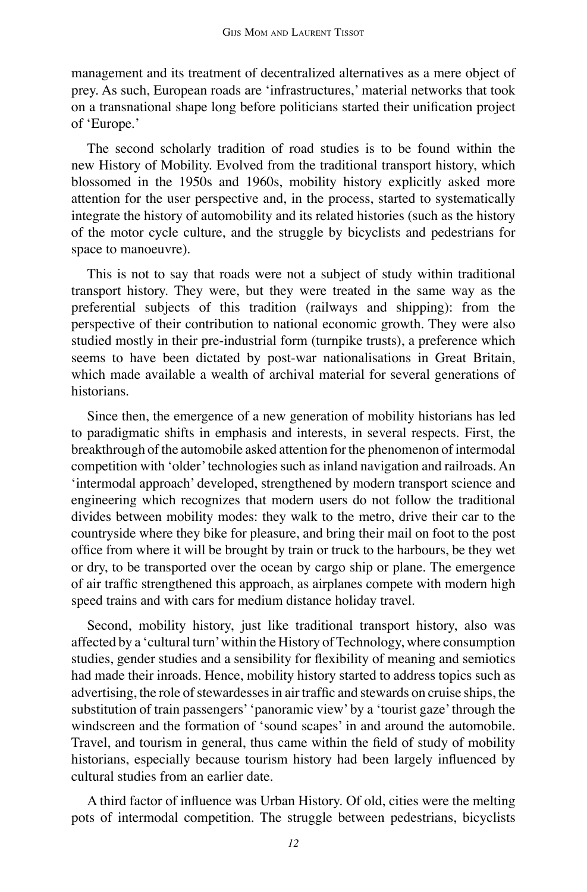management and its treatment of decentralized alternatives as a mere object of prey. As such, European roads are 'infrastructures,' material networks that took on a transnational shape long before politicians started their unification project of 'Europe.'

The second scholarly tradition of road studies is to be found within the new History of Mobility. Evolved from the traditional transport history, which blossomed in the 1950s and 1960s, mobility history explicitly asked more attention for the user perspective and, in the process, started to systematically integrate the history of automobility and its related histories (such as the history of the motor cycle culture, and the struggle by bicyclists and pedestrians for space to manoeuvre).

This is not to say that roads were not a subject of study within traditional transport history. They were, but they were treated in the same way as the preferential subjects of this tradition (railways and shipping): from the perspective of their contribution to national economic growth. They were also studied mostly in their pre-industrial form (turnpike trusts), a preference which seems to have been dictated by post-war nationalisations in Great Britain, which made available a wealth of archival material for several generations of historians.

Since then, the emergence of a new generation of mobility historians has led to paradigmatic shifts in emphasis and interests, in several respects. First, the breakthrough of the automobile asked attention for the phenomenon of intermodal competition with 'older' technologies such as inland navigation and railroads. An 'intermodal approach' developed, strengthened by modern transport science and engineering which recognizes that modern users do not follow the traditional divides between mobility modes: they walk to the metro, drive their car to the countryside where they bike for pleasure, and bring their mail on foot to the post office from where it will be brought by train or truck to the harbours, be they wet or dry, to be transported over the ocean by cargo ship or plane. The emergence of air traffic strengthened this approach, as airplanes compete with modern high speed trains and with cars for medium distance holiday travel.

Second, mobility history, just like traditional transport history, also was affected by a 'cultural turn' within the History of Technology, where consumption studies, gender studies and a sensibility for flexibility of meaning and semiotics had made their inroads. Hence, mobility history started to address topics such as advertising, the role of stewardesses in air traffic and stewards on cruise ships, the substitution of train passengers' 'panoramic view' by a 'tourist gaze' through the windscreen and the formation of 'sound scapes' in and around the automobile. Travel, and tourism in general, thus came within the field of study of mobility historians, especially because tourism history had been largely influenced by cultural studies from an earlier date.

A third factor of influence was Urban History. Of old, cities were the melting pots of intermodal competition. The struggle between pedestrians, bicyclists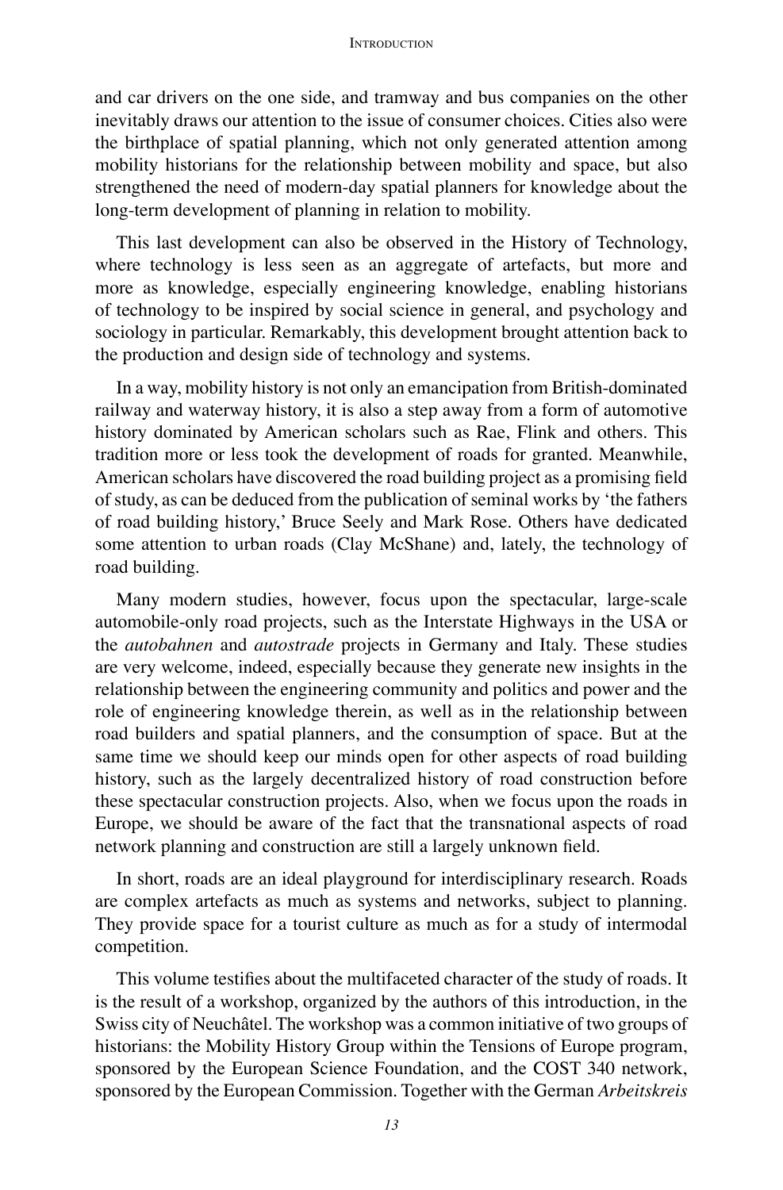and car drivers on the one side, and tramway and bus companies on the other inevitably draws our attention to the issue of consumer choices. Cities also were the birthplace of spatial planning, which not only generated attention among mobility historians for the relationship between mobility and space, but also strengthened the need of modern-day spatial planners for knowledge about the long-term development of planning in relation to mobility.

This last development can also be observed in the History of Technology, where technology is less seen as an aggregate of artefacts, but more and more as knowledge, especially engineering knowledge, enabling historians of technology to be inspired by social science in general, and psychology and sociology in particular. Remarkably, this development brought attention back to the production and design side of technology and systems.

In a way, mobility history is not only an emancipation from British-dominated railway and waterway history, it is also a step away from a form of automotive history dominated by American scholars such as Rae, Flink and others. This tradition more or less took the development of roads for granted. Meanwhile, American scholars have discovered the road building project as a promising field of study, as can be deduced from the publication of seminal works by 'the fathers of road building history,' Bruce Seely and Mark Rose. Others have dedicated some attention to urban roads (Clay McShane) and, lately, the technology of road building.

Many modern studies, however, focus upon the spectacular, large-scale automobile-only road projects, such as the Interstate Highways in the USA or the *autobahnen* and *autostrade* projects in Germany and Italy. These studies are very welcome, indeed, especially because they generate new insights in the relationship between the engineering community and politics and power and the role of engineering knowledge therein, as well as in the relationship between road builders and spatial planners, and the consumption of space. But at the same time we should keep our minds open for other aspects of road building history, such as the largely decentralized history of road construction before these spectacular construction projects. Also, when we focus upon the roads in Europe, we should be aware of the fact that the transnational aspects of road network planning and construction are still a largely unknown field.

In short, roads are an ideal playground for interdisciplinary research. Roads are complex artefacts as much as systems and networks, subject to planning. They provide space for a tourist culture as much as for a study of intermodal competition.

This volume testifies about the multifaceted character of the study of roads. It is the result of a workshop, organized by the authors of this introduction, in the Swiss city of Neuchâtel. The workshop was a common initiative of two groups of historians: the Mobility History Group within the Tensions of Europe program, sponsored by the European Science Foundation, and the COST 340 network, sponsored by the European Commission. Together with the German *Arbeitskreis*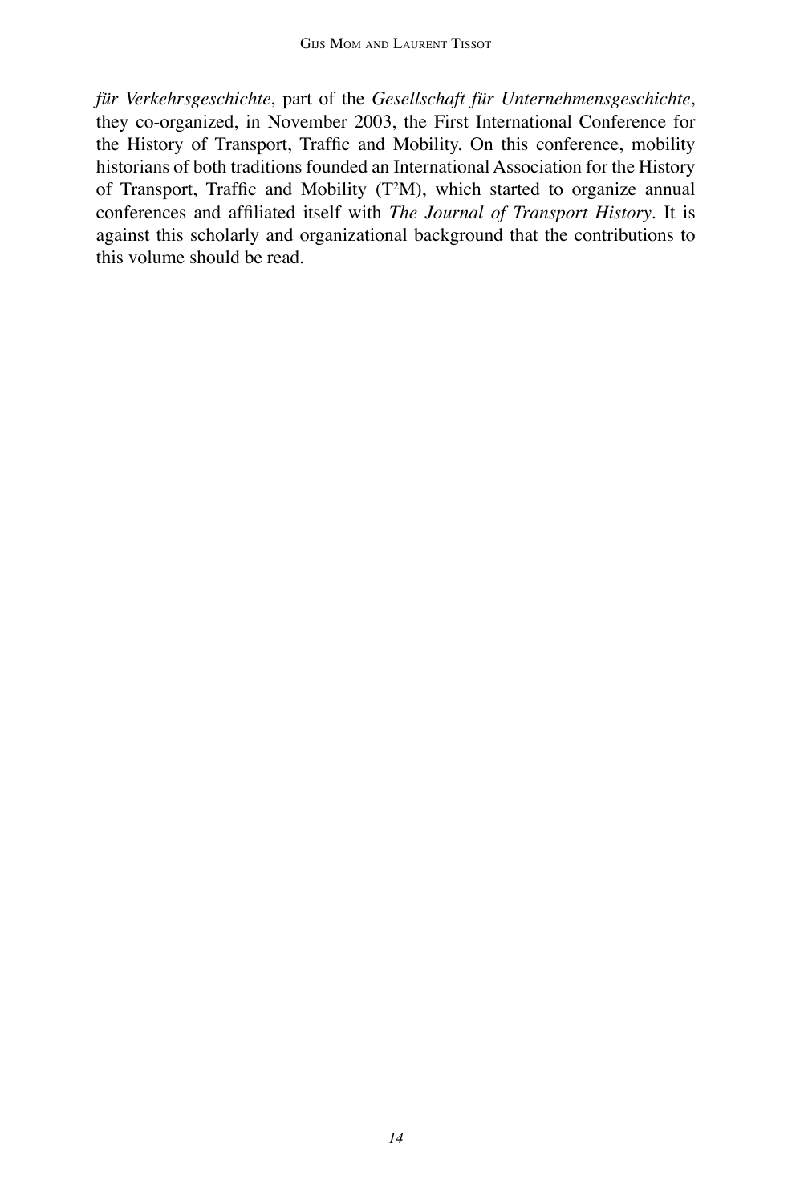*für Verkehrsgeschichte*, part of the *Gesellschaft für Unternehmensgeschichte*, they co-organized, in November 2003, the First International Conference for the History of Transport, Traffic and Mobility. On this conference, mobility historians of both traditions founded an International Association for the History of Transport, Traffic and Mobility ($T^2M$), which started to organize annual conferences and affiliated itself with *The Journal of Transport History*. It is against this scholarly and organizational background that the contributions to this volume should be read.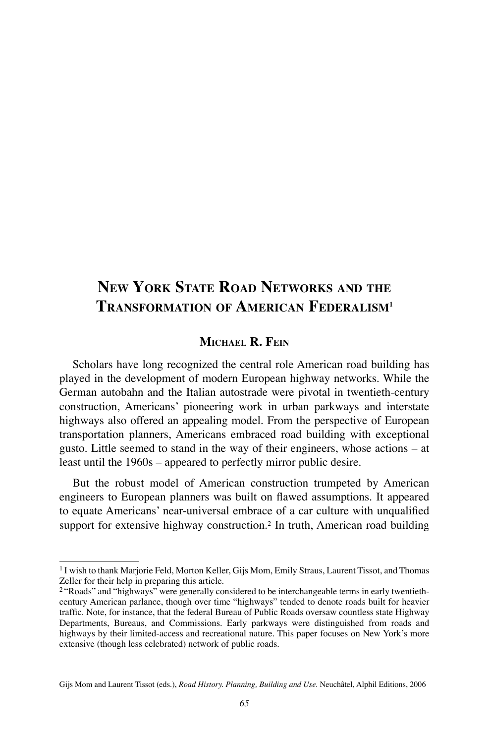# New York State Road Networks and the Transformation of American Federalism[1]

**Michael R. Fein**

Scholars have long recognized the central role American road building has played in the development of modern European highway networks. While the German autobahn and the Italian autostrade were pivotal in twentieth-century construction, Americans' pioneering work in urban parkways and interstate highways also offered an appealing model. From the perspective of European transportation planners, Americans embraced road building with exceptional gusto. Little seemed to stand in the way of their engineers, whose actions – at least until the 1960s – appeared to perfectly mirror public desire.

But the robust model of American construction trumpeted by American engineers to European planners was built on flawed assumptions. It appeared to equate Americans' near-universal embrace of a car culture with unqualified support for extensive highway construction.[2] In truth, American road building

---

[1] I wish to thank Marjorie Feld, Morton Keller, Gijs Mom, Emily Straus, Laurent Tissot, and Thomas Zeller for their help in preparing this article.

[2] "Roads" and "highways" were generally considered to be interchangeable terms in early twentieth-century American parlance, though over time "highways" tended to denote roads built for heavier traffic. Note, for instance, that the federal Bureau of Public Roads oversaw countless state Highway Departments, Bureaus, and Commissions. Early parkways were distinguished from roads and highways by their limited-access and recreational nature. This paper focuses on New York's more extensive (though less celebrated) network of public roads.

Gijs Mom and Laurent Tissot (eds.), *Road History. Planning, Building and Use*. Neuchâtel, Alphil Editions, 2006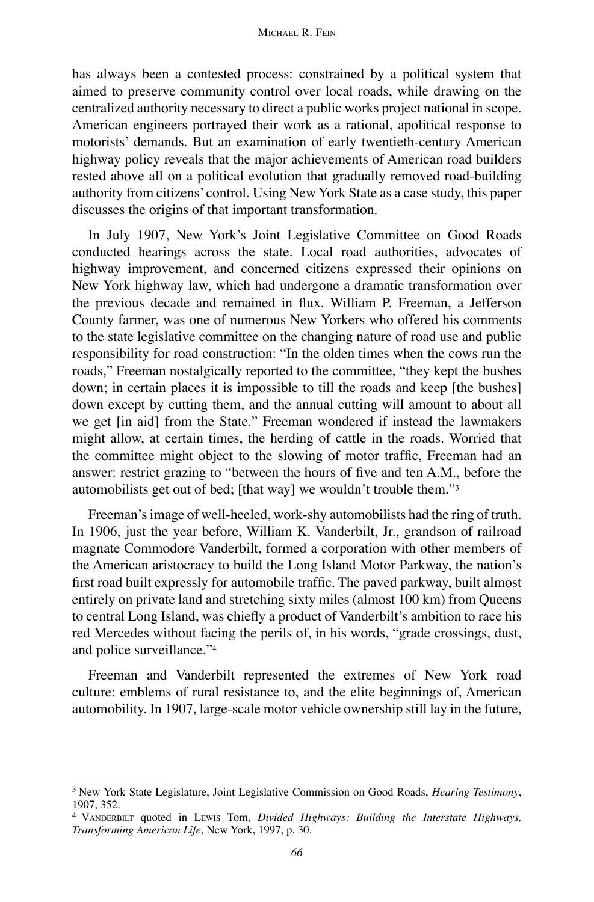has always been a contested process: constrained by a political system that aimed to preserve community control over local roads, while drawing on the centralized authority necessary to direct a public works project national in scope. American engineers portrayed their work as a rational, apolitical response to motorists' demands. But an examination of early twentieth-century American highway policy reveals that the major achievements of American road builders rested above all on a political evolution that gradually removed road-building authority from citizens' control. Using New York State as a case study, this paper discusses the origins of that important transformation.

In July 1907, New York's Joint Legislative Committee on Good Roads conducted hearings across the state. Local road authorities, advocates of highway improvement, and concerned citizens expressed their opinions on New York highway law, which had undergone a dramatic transformation over the previous decade and remained in flux. William P. Freeman, a Jefferson County farmer, was one of numerous New Yorkers who offered his comments to the state legislative committee on the changing nature of road use and public responsibility for road construction: "In the olden times when the cows run the roads," Freeman nostalgically reported to the committee, "they kept the bushes down; in certain places it is impossible to till the roads and keep [the bushes] down except by cutting them, and the annual cutting will amount to about all we get [in aid] from the State." Freeman wondered if instead the lawmakers might allow, at certain times, the herding of cattle in the roads. Worried that the committee might object to the slowing of motor traffic, Freeman had an answer: restrict grazing to "between the hours of five and ten A.M., before the automobilists get out of bed; [that way] we wouldn't trouble them."[3]

Freeman's image of well-heeled, work-shy automobilists had the ring of truth. In 1906, just the year before, William K. Vanderbilt, Jr., grandson of railroad magnate Commodore Vanderbilt, formed a corporation with other members of the American aristocracy to build the Long Island Motor Parkway, the nation's first road built expressly for automobile traffic. The paved parkway, built almost entirely on private land and stretching sixty miles (almost 100 km) from Queens to central Long Island, was chiefly a product of Vanderbilt's ambition to race his red Mercedes without facing the perils of, in his words, "grade crossings, dust, and police surveillance."[4]

Freeman and Vanderbilt represented the extremes of New York road culture: emblems of rural resistance to, and the elite beginnings of, American automobility. In 1907, large-scale motor vehicle ownership still lay in the future,

---

[3] New York State Legislature, Joint Legislative Commission on Good Roads, *Hearing Testimony*, 1907, 352.

[4] Vanderbilt quoted in Lewis Tom, *Divided Highways: Building the Interstate Highways, Transforming American Life*, New York, 1997, p. 30.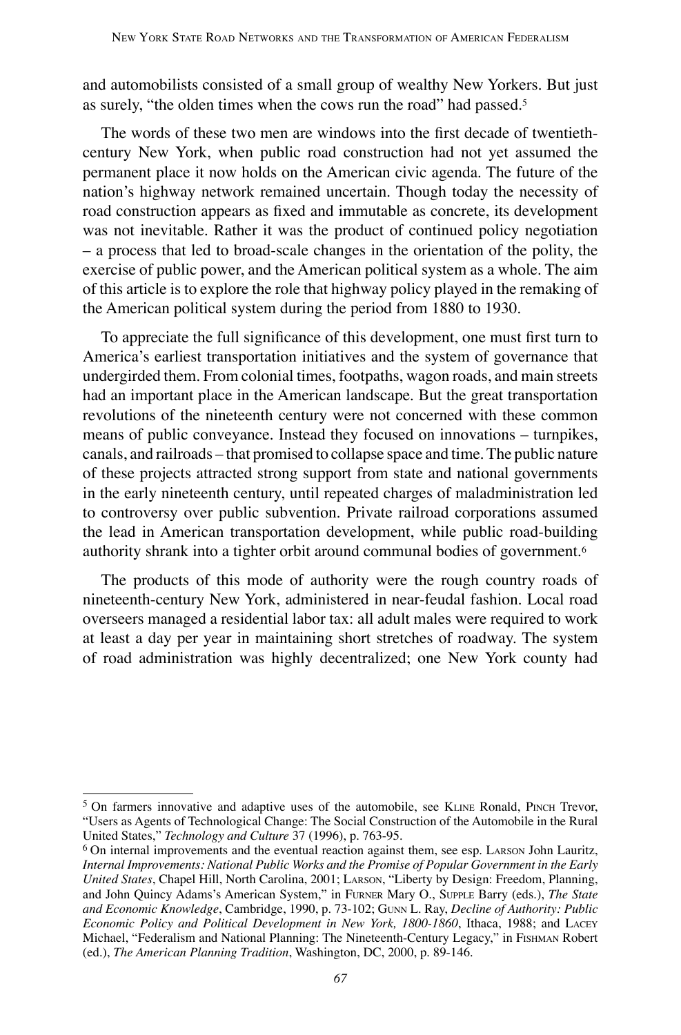and automobilists consisted of a small group of wealthy New Yorkers. But just as surely, "the olden times when the cows run the road" had passed.[5]

The words of these two men are windows into the first decade of twentieth-century New York, when public road construction had not yet assumed the permanent place it now holds on the American civic agenda. The future of the nation's highway network remained uncertain. Though today the necessity of road construction appears as fixed and immutable as concrete, its development was not inevitable. Rather it was the product of continued policy negotiation – a process that led to broad-scale changes in the orientation of the polity, the exercise of public power, and the American political system as a whole. The aim of this article is to explore the role that highway policy played in the remaking of the American political system during the period from 1880 to 1930.

To appreciate the full significance of this development, one must first turn to America's earliest transportation initiatives and the system of governance that undergirded them. From colonial times, footpaths, wagon roads, and main streets had an important place in the American landscape. But the great transportation revolutions of the nineteenth century were not concerned with these common means of public conveyance. Instead they focused on innovations – turnpikes, canals, and railroads – that promised to collapse space and time. The public nature of these projects attracted strong support from state and national governments in the early nineteenth century, until repeated charges of maladministration led to controversy over public subvention. Private railroad corporations assumed the lead in American transportation development, while public road-building authority shrank into a tighter orbit around communal bodies of government.[6]

The products of this mode of authority were the rough country roads of nineteenth-century New York, administered in near-feudal fashion. Local road overseers managed a residential labor tax: all adult males were required to work at least a day per year in maintaining short stretches of roadway. The system of road administration was highly decentralized; one New York county had

---

[5] On farmers innovative and adaptive uses of the automobile, see Kline Ronald, Pinch Trevor, "Users as Agents of Technological Change: The Social Construction of the Automobile in the Rural United States," *Technology and Culture* 37 (1996), p. 763-95.

[6] On internal improvements and the eventual reaction against them, see esp. Larson John Lauritz, *Internal Improvements: National Public Works and the Promise of Popular Government in the Early United States*, Chapel Hill, North Carolina, 2001; Larson, "Liberty by Design: Freedom, Planning, and John Quincy Adams's American System," in Furner Mary O., Supple Barry (eds.), *The State and Economic Knowledge*, Cambridge, 1990, p. 73-102; Gunn L. Ray, *Decline of Authority: Public Economic Policy and Political Development in New York, 1800-1860*, Ithaca, 1988; and Lacey Michael, "Federalism and National Planning: The Nineteenth-Century Legacy," in Fishman Robert (ed.), *The American Planning Tradition*, Washington, DC, 2000, p. 89-146.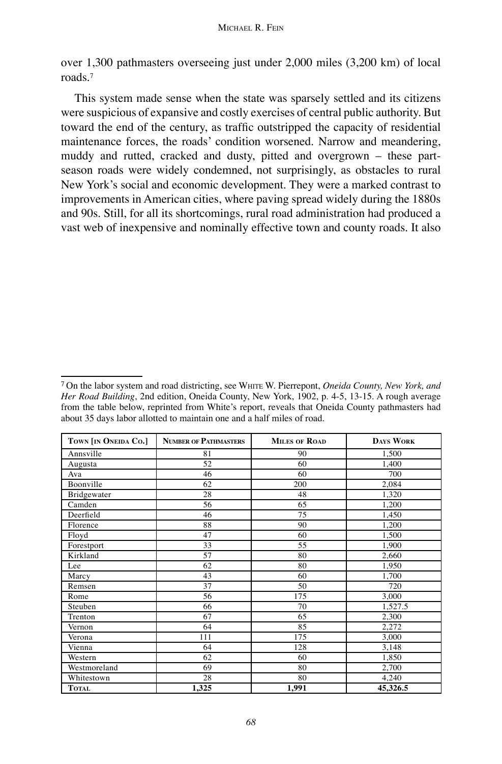over 1,300 pathmasters overseeing just under 2,000 miles (3,200 km) of local roads.[7]

This system made sense when the state was sparsely settled and its citizens were suspicious of expansive and costly exercises of central public authority. But toward the end of the century, as traffic outstripped the capacity of residential maintenance forces, the roads' condition worsened. Narrow and meandering, muddy and rutted, cracked and dusty, pitted and overgrown – these part-season roads were widely condemned, not surprisingly, as obstacles to rural New York's social and economic development. They were a marked contrast to improvements in American cities, where paving spread widely during the 1880s and 90s. Still, for all its shortcomings, rural road administration had produced a vast web of inexpensive and nominally effective town and county roads. It also

---

[7] On the labor system and road districting, see White W. Pierrepont, *Oneida County, New York, and Her Road Building*, 2nd edition, Oneida County, New York, 1902, p. 4-5, 13-15. A rough average from the table below, reprinted from White's report, reveals that Oneida County pathmasters had about 35 days labor allotted to maintain one and a half miles of road.

| Town [in Oneida Co.] | Number of Pathmasters | Miles of Road | Days Work |
|---|---|---|---|
| Annsville | 81 | 90 | 1,500 |
| Augusta | 52 | 60 | 1,400 |
| Ava | 46 | 60 | 700 |
| Boonville | 62 | 200 | 2,084 |
| Bridgewater | 28 | 48 | 1,320 |
| Camden | 56 | 65 | 1,200 |
| Deerfield | 46 | 75 | 1,450 |
| Florence | 88 | 90 | 1,200 |
| Floyd | 47 | 60 | 1,500 |
| Forestport | 33 | 55 | 1,900 |
| Kirkland | 57 | 80 | 2,660 |
| Lee | 62 | 80 | 1,950 |
| Marcy | 43 | 60 | 1,700 |
| Remsen | 37 | 50 | 720 |
| Rome | 56 | 175 | 3,000 |
| Steuben | 66 | 70 | 1,527.5 |
| Trenton | 67 | 65 | 2,300 |
| Vernon | 64 | 85 | 2,272 |
| Verona | 111 | 175 | 3,000 |
| Vienna | 64 | 128 | 3,148 |
| Western | 62 | 60 | 1,850 |
| Westmoreland | 69 | 80 | 2,700 |
| Whitestown | 28 | 80 | 4,240 |
| **Total** | **1,325** | **1,991** | **45,326.5** |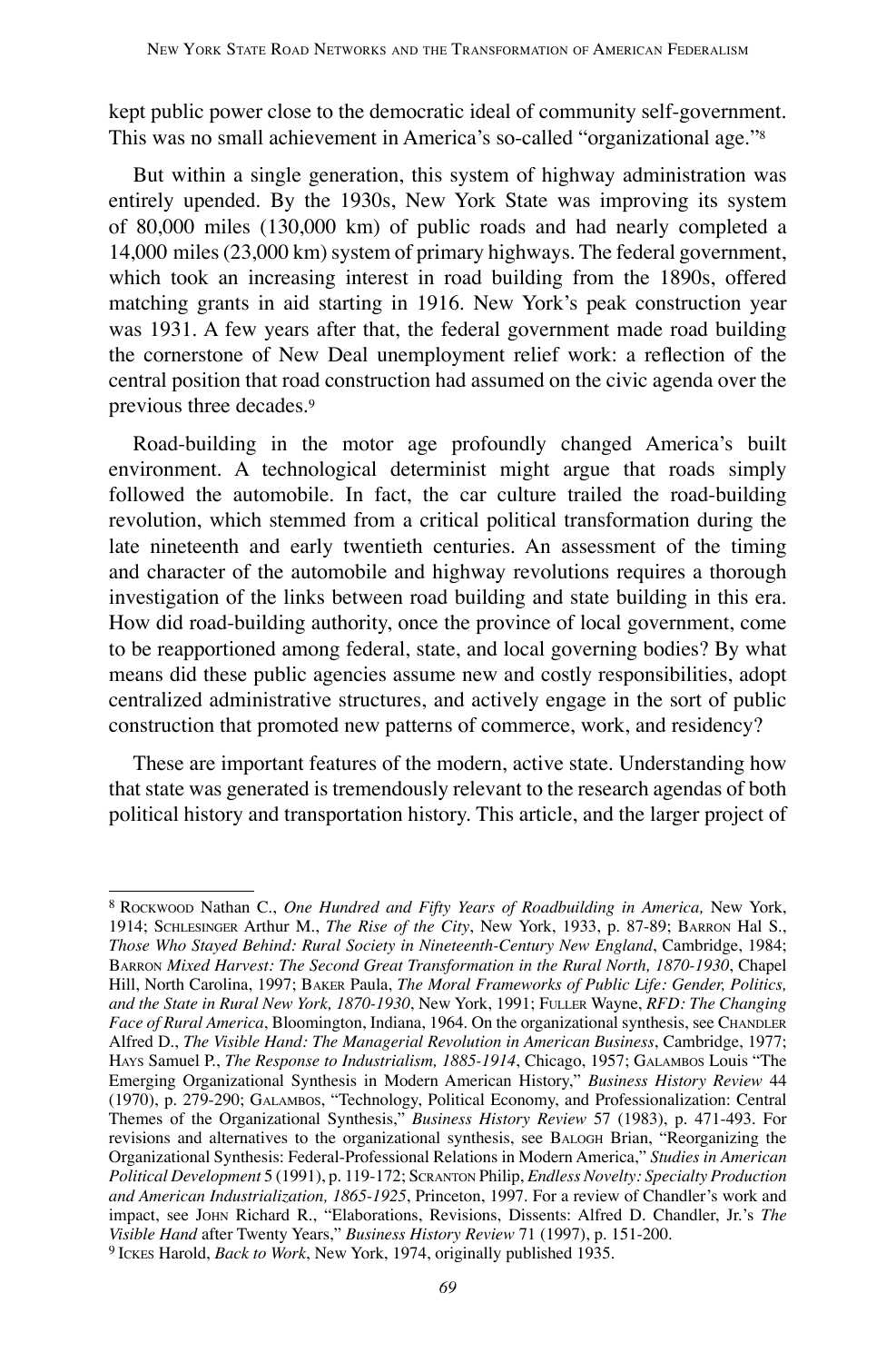kept public power close to the democratic ideal of community self-government. This was no small achievement in America's so-called "organizational age."[8]

But within a single generation, this system of highway administration was entirely upended. By the 1930s, New York State was improving its system of 80,000 miles (130,000 km) of public roads and had nearly completed a 14,000 miles (23,000 km) system of primary highways. The federal government, which took an increasing interest in road building from the 1890s, offered matching grants in aid starting in 1916. New York's peak construction year was 1931. A few years after that, the federal government made road building the cornerstone of New Deal unemployment relief work: a reflection of the central position that road construction had assumed on the civic agenda over the previous three decades.[9]

Road-building in the motor age profoundly changed America's built environment. A technological determinist might argue that roads simply followed the automobile. In fact, the car culture trailed the road-building revolution, which stemmed from a critical political transformation during the late nineteenth and early twentieth centuries. An assessment of the timing and character of the automobile and highway revolutions requires a thorough investigation of the links between road building and state building in this era. How did road-building authority, once the province of local government, come to be reapportioned among federal, state, and local governing bodies? By what means did these public agencies assume new and costly responsibilities, adopt centralized administrative structures, and actively engage in the sort of public construction that promoted new patterns of commerce, work, and residency?

These are important features of the modern, active state. Understanding how that state was generated is tremendously relevant to the research agendas of both political history and transportation history. This article, and the larger project of

---

[8] Rockwood Nathan C., *One Hundred and Fifty Years of Roadbuilding in America,* New York, 1914; Schlesinger Arthur M., *The Rise of the City*, New York, 1933, p. 87-89; Barron Hal S., *Those Who Stayed Behind: Rural Society in Nineteenth-Century New England*, Cambridge, 1984; Barron *Mixed Harvest: The Second Great Transformation in the Rural North, 1870-1930*, Chapel Hill, North Carolina, 1997; Baker Paula, *The Moral Frameworks of Public Life: Gender, Politics, and the State in Rural New York, 1870-1930*, New York, 1991; Fuller Wayne, *RFD: The Changing Face of Rural America*, Bloomington, Indiana, 1964. On the organizational synthesis, see Chandler Alfred D., *The Visible Hand: The Managerial Revolution in American Business*, Cambridge, 1977; Hays Samuel P., *The Response to Industrialism, 1885-1914*, Chicago, 1957; Galambos Louis "The Emerging Organizational Synthesis in Modern American History," *Business History Review* 44 (1970), p. 279-290; Galambos, "Technology, Political Economy, and Professionalization: Central Themes of the Organizational Synthesis," *Business History Review* 57 (1983), p. 471-493. For revisions and alternatives to the organizational synthesis, see Balogh Brian, "Reorganizing the Organizational Synthesis: Federal-Professional Relations in Modern America," *Studies in American Political Development* 5 (1991), p. 119-172; Scranton Philip, *Endless Novelty: Specialty Production and American Industrialization, 1865-1925*, Princeton, 1997. For a review of Chandler's work and impact, see John Richard R., "Elaborations, Revisions, Dissents: Alfred D. Chandler, Jr.'s *The Visible Hand* after Twenty Years," *Business History Review* 71 (1997), p. 151-200.

[9] Ickes Harold, *Back to Work*, New York, 1974, originally published 1935.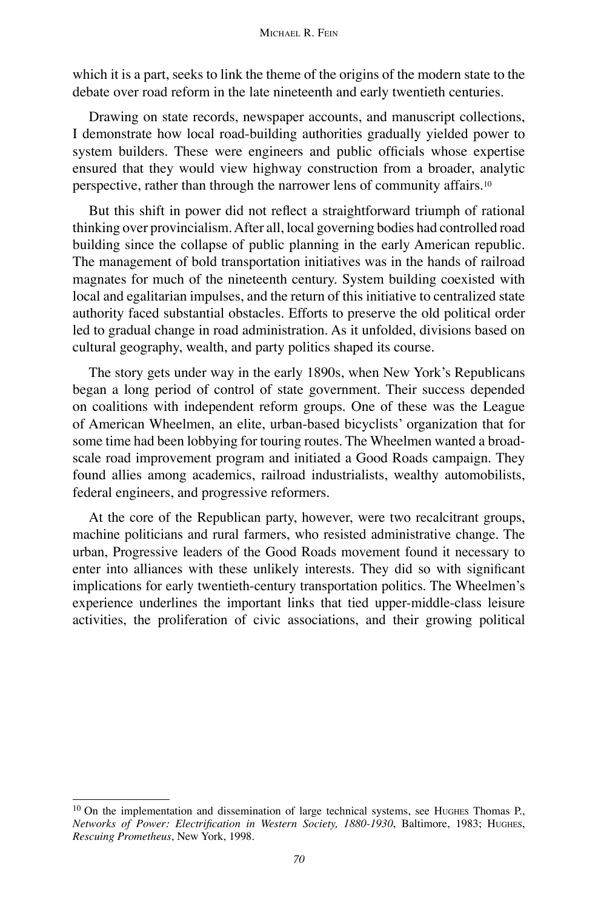which it is a part, seeks to link the theme of the origins of the modern state to the debate over road reform in the late nineteenth and early twentieth centuries.

Drawing on state records, newspaper accounts, and manuscript collections, I demonstrate how local road-building authorities gradually yielded power to system builders. These were engineers and public officials whose expertise ensured that they would view highway construction from a broader, analytic perspective, rather than through the narrower lens of community affairs.[10]

But this shift in power did not reflect a straightforward triumph of rational thinking over provincialism. After all, local governing bodies had controlled road building since the collapse of public planning in the early American republic. The management of bold transportation initiatives was in the hands of railroad magnates for much of the nineteenth century. System building coexisted with local and egalitarian impulses, and the return of this initiative to centralized state authority faced substantial obstacles. Efforts to preserve the old political order led to gradual change in road administration. As it unfolded, divisions based on cultural geography, wealth, and party politics shaped its course.

The story gets under way in the early 1890s, when New York's Republicans began a long period of control of state government. Their success depended on coalitions with independent reform groups. One of these was the League of American Wheelmen, an elite, urban-based bicyclists' organization that for some time had been lobbying for touring routes. The Wheelmen wanted a broad-scale road improvement program and initiated a Good Roads campaign. They found allies among academics, railroad industrialists, wealthy automobilists, federal engineers, and progressive reformers.

At the core of the Republican party, however, were two recalcitrant groups, machine politicians and rural farmers, who resisted administrative change. The urban, Progressive leaders of the Good Roads movement found it necessary to enter into alliances with these unlikely interests. They did so with significant implications for early twentieth-century transportation politics. The Wheelmen's experience underlines the important links that tied upper-middle-class leisure activities, the proliferation of civic associations, and their growing political

[10] On the implementation and dissemination of large technical systems, see Hughes Thomas P., *Networks of Power: Electrification in Western Society, 1880-1930*, Baltimore, 1983; Hughes, *Rescuing Prometheus*, New York, 1998.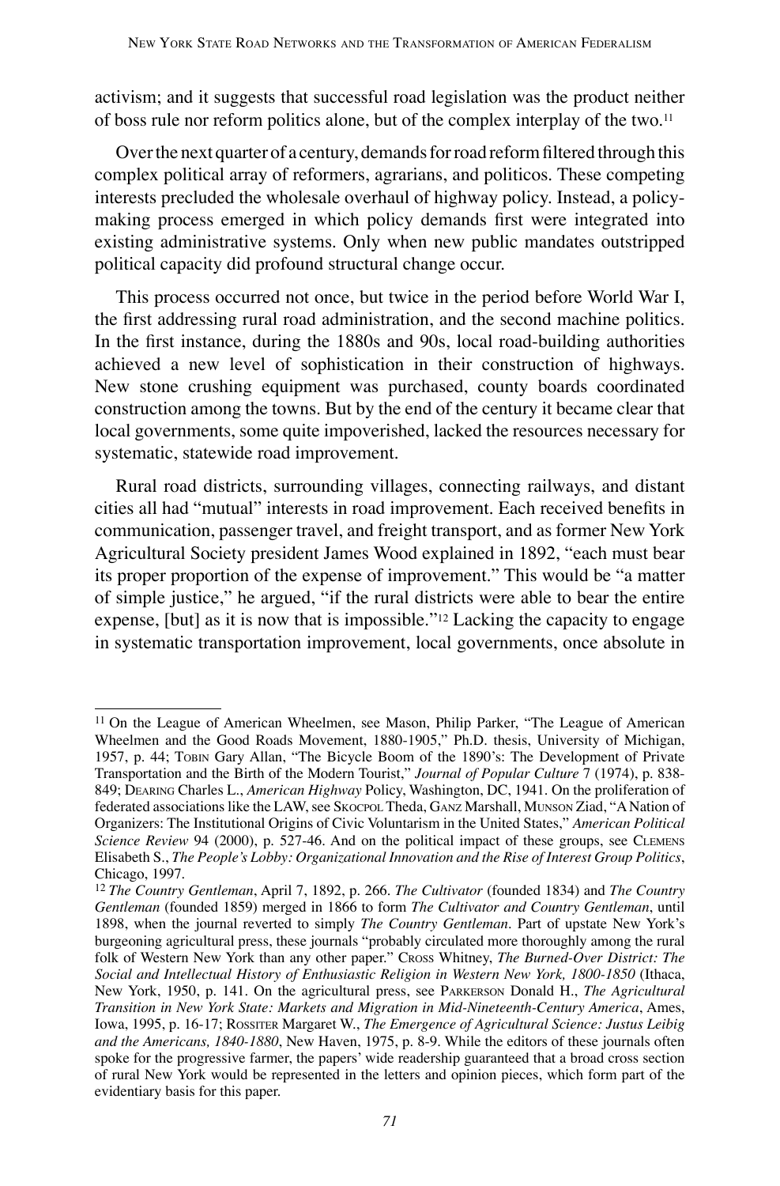activism; and it suggests that successful road legislation was the product neither of boss rule nor reform politics alone, but of the complex interplay of the two.[11]

Over the next quarter of a century, demands for road reform filtered through this complex political array of reformers, agrarians, and politicos. These competing interests precluded the wholesale overhaul of highway policy. Instead, a policy-making process emerged in which policy demands first were integrated into existing administrative systems. Only when new public mandates outstripped political capacity did profound structural change occur.

This process occurred not once, but twice in the period before World War I, the first addressing rural road administration, and the second machine politics. In the first instance, during the 1880s and 90s, local road-building authorities achieved a new level of sophistication in their construction of highways. New stone crushing equipment was purchased, county boards coordinated construction among the towns. But by the end of the century it became clear that local governments, some quite impoverished, lacked the resources necessary for systematic, statewide road improvement.

Rural road districts, surrounding villages, connecting railways, and distant cities all had "mutual" interests in road improvement. Each received benefits in communication, passenger travel, and freight transport, and as former New York Agricultural Society president James Wood explained in 1892, "each must bear its proper proportion of the expense of improvement." This would be "a matter of simple justice," he argued, "if the rural districts were able to bear the entire expense, [but] as it is now that is impossible."[12] Lacking the capacity to engage in systematic transportation improvement, local governments, once absolute in

---

[11] On the League of American Wheelmen, see Mason, Philip Parker, "The League of American Wheelmen and the Good Roads Movement, 1880-1905," Ph.D. thesis, University of Michigan, 1957, p. 44; Tobin Gary Allan, "The Bicycle Boom of the 1890's: The Development of Private Transportation and the Birth of the Modern Tourist," *Journal of Popular Culture* 7 (1974), p. 838-849; Dearing Charles L., *American Highway* Policy, Washington, DC, 1941. On the proliferation of federated associations like the LAW, see Skocpol Theda, Ganz Marshall, Munson Ziad, "A Nation of Organizers: The Institutional Origins of Civic Voluntarism in the United States," *American Political Science Review* 94 (2000), p. 527-46. And on the political impact of these groups, see Clemens Elisabeth S., *The People's Lobby: Organizational Innovation and the Rise of Interest Group Politics*, Chicago, 1997.

[12] *The Country Gentleman*, April 7, 1892, p. 266. *The Cultivator* (founded 1834) and *The Country Gentleman* (founded 1859) merged in 1866 to form *The Cultivator and Country Gentleman*, until 1898, when the journal reverted to simply *The Country Gentleman*. Part of upstate New York's burgeoning agricultural press, these journals "probably circulated more thoroughly among the rural folk of Western New York than any other paper." Cross Whitney, *The Burned-Over District: The Social and Intellectual History of Enthusiastic Religion in Western New York, 1800-1850* (Ithaca, New York, 1950, p. 141. On the agricultural press, see Parkerson Donald H., *The Agricultural Transition in New York State: Markets and Migration in Mid-Nineteenth-Century America*, Ames, Iowa, 1995, p. 16-17; Rossiter Margaret W., *The Emergence of Agricultural Science: Justus Leibig and the Americans, 1840-1880*, New Haven, 1975, p. 8-9. While the editors of these journals often spoke for the progressive farmer, the papers' wide readership guaranteed that a broad cross section of rural New York would be represented in the letters and opinion pieces, which form part of the evidentiary basis for this paper.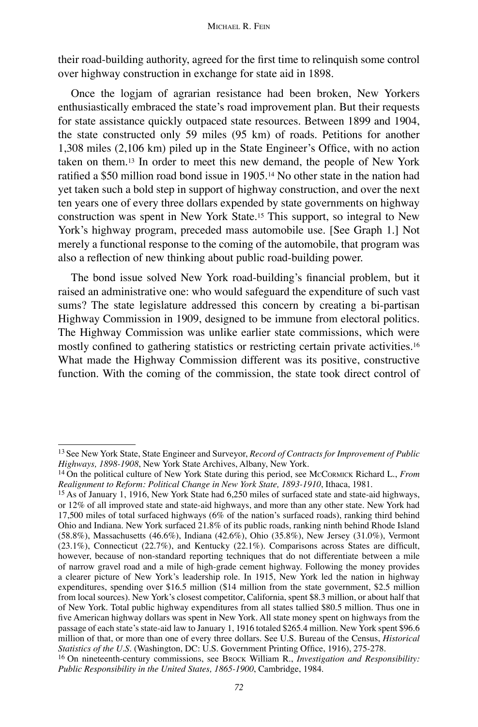their road-building authority, agreed for the first time to relinquish some control over highway construction in exchange for state aid in 1898.

Once the logjam of agrarian resistance had been broken, New Yorkers enthusiastically embraced the state's road improvement plan. But their requests for state assistance quickly outpaced state resources. Between 1899 and 1904, the state constructed only 59 miles (95 km) of roads. Petitions for another 1,308 miles (2,106 km) piled up in the State Engineer's Office, with no action taken on them.[13] In order to meet this new demand, the people of New York ratified a $50 million road bond issue in 1905.[14] No other state in the nation had yet taken such a bold step in support of highway construction, and over the next ten years one of every three dollars expended by state governments on highway construction was spent in New York State.[15] This support, so integral to New York's highway program, preceded mass automobile use. [See Graph 1.] Not merely a functional response to the coming of the automobile, that program was also a reflection of new thinking about public road-building power.

The bond issue solved New York road-building's financial problem, but it raised an administrative one: who would safeguard the expenditure of such vast sums? The state legislature addressed this concern by creating a bi-partisan Highway Commission in 1909, designed to be immune from electoral politics. The Highway Commission was unlike earlier state commissions, which were mostly confined to gathering statistics or restricting certain private activities.[16] What made the Highway Commission different was its positive, constructive function. With the coming of the commission, the state took direct control of

---

[13] See New York State, State Engineer and Surveyor, *Record of Contracts for Improvement of Public Highways, 1898-1908*, New York State Archives, Albany, New York.

[14] On the political culture of New York State during this period, see McCormick Richard L., *From Realignment to Reform: Political Change in New York State, 1893-1910*, Ithaca, 1981.

[15] As of January 1, 1916, New York State had 6,250 miles of surfaced state and state-aid highways, or 12% of all improved state and state-aid highways, and more than any other state. New York had 17,500 miles of total surfaced highways (6% of the nation's surfaced roads), ranking third behind Ohio and Indiana. New York surfaced 21.8% of its public roads, ranking ninth behind Rhode Island (58.8%), Massachusetts (46.6%), Indiana (42.6%), Ohio (35.8%), New Jersey (31.0%), Vermont (23.1%), Connecticut (22.7%), and Kentucky (22.1%). Comparisons across States are difficult, however, because of non-standard reporting techniques that do not differentiate between a mile of narrow gravel road and a mile of high-grade cement highway. Following the money provides a clearer picture of New York's leadership role. In 1915, New York led the nation in highway expenditures, spending over $16.5 million ($14 million from the state government, $2.5 million from local sources). New York's closest competitor, California, spent $8.3 million, or about half that of New York. Total public highway expenditures from all states tallied $80.5 million. Thus one in five American highway dollars was spent in New York. All state money spent on highways from the passage of each state's state-aid law to January 1, 1916 totaled $265.4 million. New York spent $96.6 million of that, or more than one of every three dollars. See U.S. Bureau of the Census, *Historical Statistics of the U.S.* (Washington, DC: U.S. Government Printing Office, 1916), 275-278.

[16] On nineteenth-century commissions, see Brock William R., *Investigation and Responsibility: Public Responsibility in the United States, 1865-1900*, Cambridge, 1984.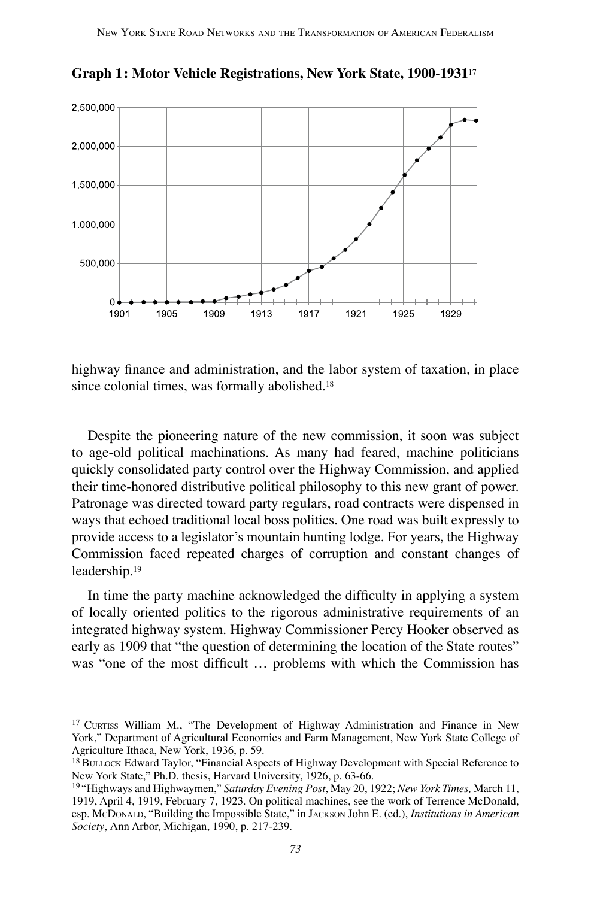**Graph 1: Motor Vehicle Registrations, New York State, 1900-1931**[17]

highway finance and administration, and the labor system of taxation, in place since colonial times, was formally abolished.[18]

Despite the pioneering nature of the new commission, it soon was subject to age-old political machinations. As many had feared, machine politicians quickly consolidated party control over the Highway Commission, and applied their time-honored distributive political philosophy to this new grant of power. Patronage was directed toward party regulars, road contracts were dispensed in ways that echoed traditional local boss politics. One road was built expressly to provide access to a legislator's mountain hunting lodge. For years, the Highway Commission faced repeated charges of corruption and constant changes of leadership.[19]

In time the party machine acknowledged the difficulty in applying a system of locally oriented politics to the rigorous administrative requirements of an integrated highway system. Highway Commissioner Percy Hooker observed as early as 1909 that "the question of determining the location of the State routes" was "one of the most difficult … problems with which the Commission has

---

[17] Curtiss William M., "The Development of Highway Administration and Finance in New York," Department of Agricultural Economics and Farm Management, New York State College of Agriculture Ithaca, New York, 1936, p. 59.

[18] Bullock Edward Taylor, "Financial Aspects of Highway Development with Special Reference to New York State," Ph.D. thesis, Harvard University, 1926, p. 63-66.

[19] "Highways and Highwaymen," *Saturday Evening Post*, May 20, 1922; *New York Times,* March 11, 1919, April 4, 1919, February 7, 1923. On political machines, see the work of Terrence McDonald, esp. McDonald, "Building the Impossible State," in Jackson John E. (ed.), *Institutions in American Society*, Ann Arbor, Michigan, 1990, p. 217-239.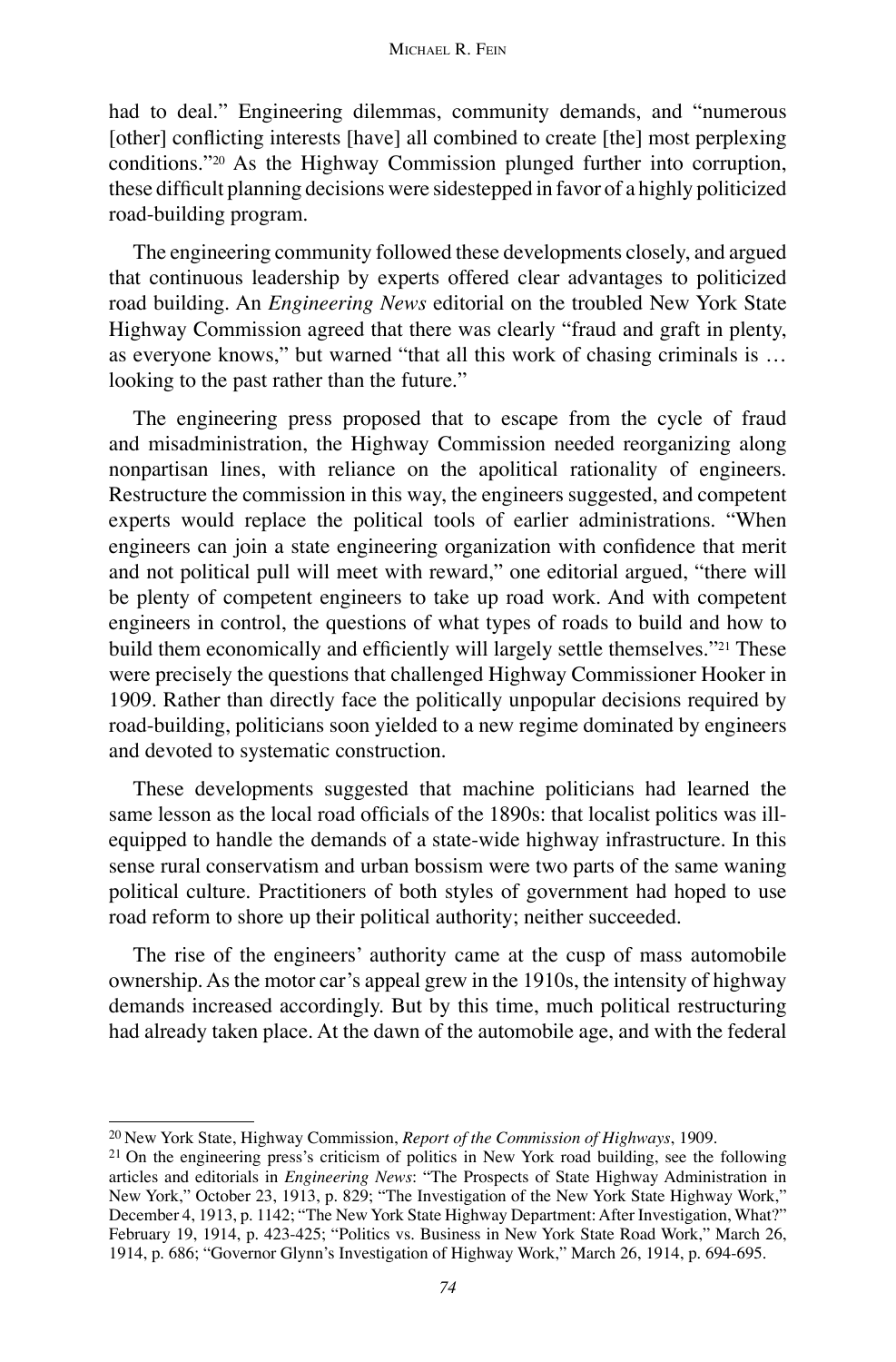had to deal." Engineering dilemmas, community demands, and "numerous [other] conflicting interests [have] all combined to create [the] most perplexing conditions."[20] As the Highway Commission plunged further into corruption, these difficult planning decisions were sidestepped in favor of a highly politicized road-building program.

The engineering community followed these developments closely, and argued that continuous leadership by experts offered clear advantages to politicized road building. An *Engineering News* editorial on the troubled New York State Highway Commission agreed that there was clearly "fraud and graft in plenty, as everyone knows," but warned "that all this work of chasing criminals is … looking to the past rather than the future."

The engineering press proposed that to escape from the cycle of fraud and misadministration, the Highway Commission needed reorganizing along nonpartisan lines, with reliance on the apolitical rationality of engineers. Restructure the commission in this way, the engineers suggested, and competent experts would replace the political tools of earlier administrations. "When engineers can join a state engineering organization with confidence that merit and not political pull will meet with reward," one editorial argued, "there will be plenty of competent engineers to take up road work. And with competent engineers in control, the questions of what types of roads to build and how to build them economically and efficiently will largely settle themselves."[21] These were precisely the questions that challenged Highway Commissioner Hooker in 1909. Rather than directly face the politically unpopular decisions required by road-building, politicians soon yielded to a new regime dominated by engineers and devoted to systematic construction.

These developments suggested that machine politicians had learned the same lesson as the local road officials of the 1890s: that localist politics was ill-equipped to handle the demands of a state-wide highway infrastructure. In this sense rural conservatism and urban bossism were two parts of the same waning political culture. Practitioners of both styles of government had hoped to use road reform to shore up their political authority; neither succeeded.

The rise of the engineers' authority came at the cusp of mass automobile ownership. As the motor car's appeal grew in the 1910s, the intensity of highway demands increased accordingly. But by this time, much political restructuring had already taken place. At the dawn of the automobile age, and with the federal

---

[20] New York State, Highway Commission, *Report of the Commission of Highways*, 1909.

[21] On the engineering press's criticism of politics in New York road building, see the following articles and editorials in *Engineering News*: "The Prospects of State Highway Administration in New York," October 23, 1913, p. 829; "The Investigation of the New York State Highway Work," December 4, 1913, p. 1142; "The New York State Highway Department: After Investigation, What?" February 19, 1914, p. 423-425; "Politics vs. Business in New York State Road Work," March 26, 1914, p. 686; "Governor Glynn's Investigation of Highway Work," March 26, 1914, p. 694-695.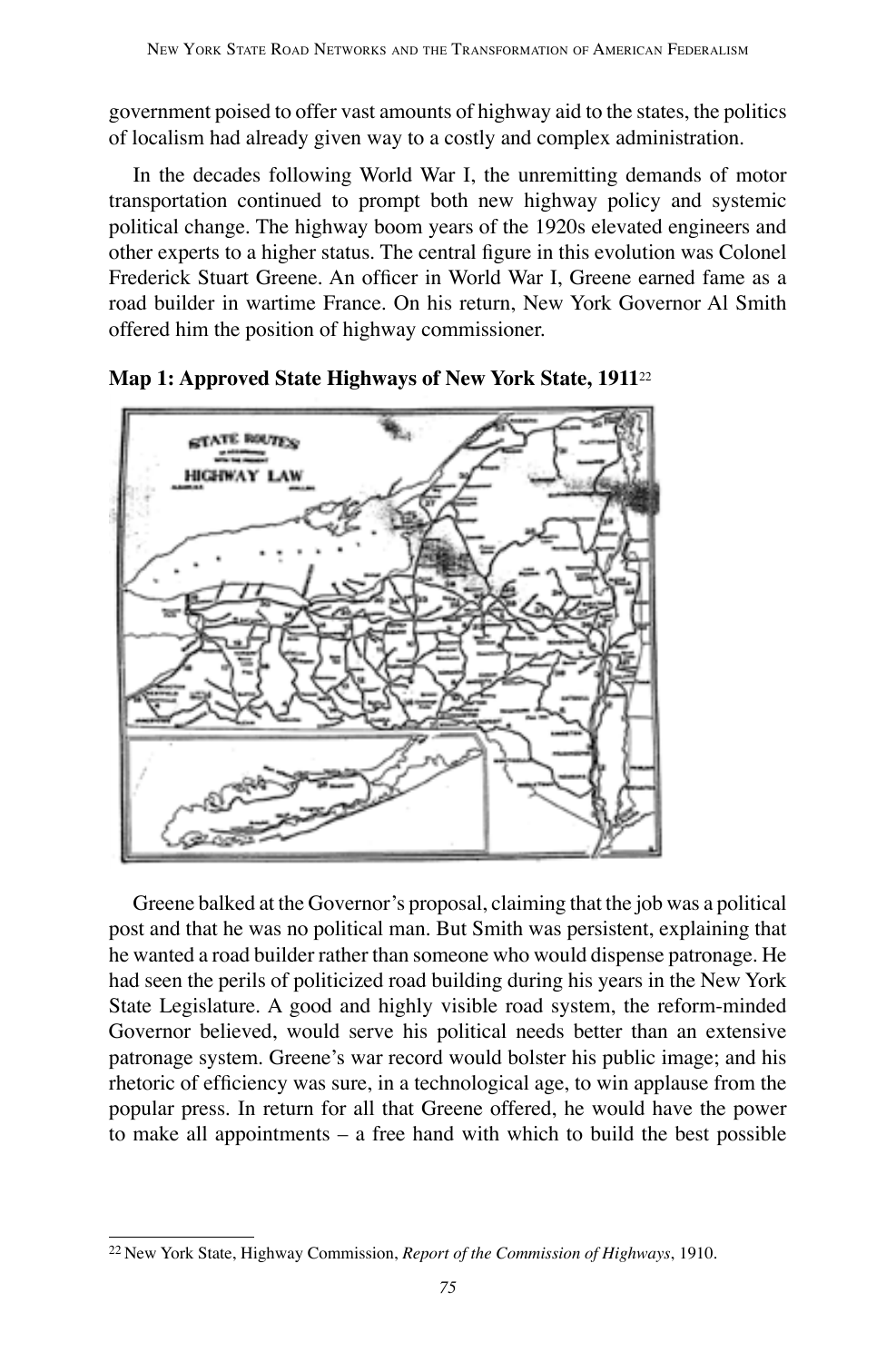government poised to offer vast amounts of highway aid to the states, the politics of localism had already given way to a costly and complex administration.

In the decades following World War I, the unremitting demands of motor transportation continued to prompt both new highway policy and systemic political change. The highway boom years of the 1920s elevated engineers and other experts to a higher status. The central figure in this evolution was Colonel Frederick Stuart Greene. An officer in World War I, Greene earned fame as a road builder in wartime France. On his return, New York Governor Al Smith offered him the position of highway commissioner.

**Map 1: Approved State Highways of New York State, 1911**[22]

Greene balked at the Governor's proposal, claiming that the job was a political post and that he was no political man. But Smith was persistent, explaining that he wanted a road builder rather than someone who would dispense patronage. He had seen the perils of politicized road building during his years in the New York State Legislature. A good and highly visible road system, the reform-minded Governor believed, would serve his political needs better than an extensive patronage system. Greene's war record would bolster his public image; and his rhetoric of efficiency was sure, in a technological age, to win applause from the popular press. In return for all that Greene offered, he would have the power to make all appointments – a free hand with which to build the best possible

[22] New York State, Highway Commission, *Report of the Commission of Highways*, 1910.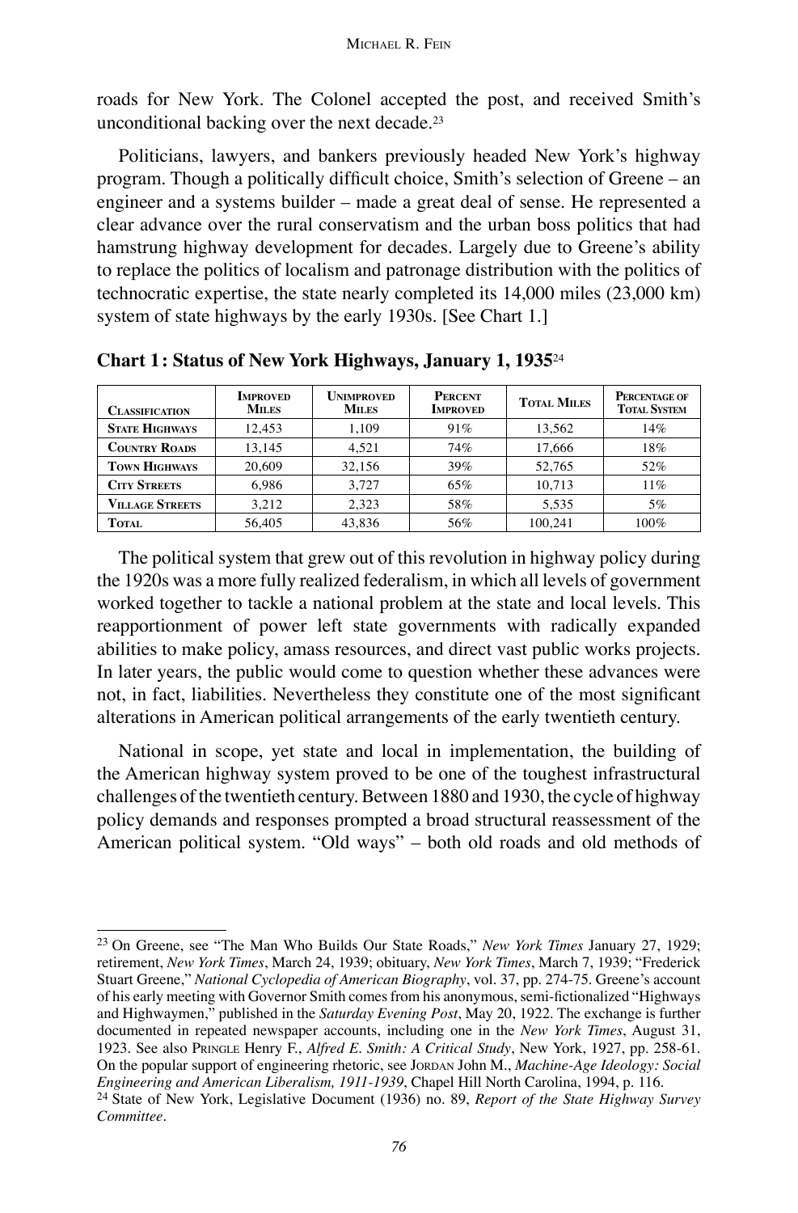roads for New York. The Colonel accepted the post, and received Smith's unconditional backing over the next decade.[23]

Politicians, lawyers, and bankers previously headed New York's highway program. Though a politically difficult choice, Smith's selection of Greene – an engineer and a systems builder – made a great deal of sense. He represented a clear advance over the rural conservatism and the urban boss politics that had hamstrung highway development for decades. Largely due to Greene's ability to replace the politics of localism and patronage distribution with the politics of technocratic expertise, the state nearly completed its 14,000 miles (23,000 km) system of state highways by the early 1930s. [See Chart 1.]

**Chart 1: Status of New York Highways, January 1, 1935**[24]

| Classification | Improved Miles | Unimproved Miles | Percent Improved | Total Miles | Percentage of Total System |
|---|---|---|---|---|---|
| **State Highways** | 12,453 | 1,109 | 91% | 13,562 | 14% |
| **Country Roads** | 13,145 | 4,521 | 74% | 17,666 | 18% |
| **Town Highways** | 20,609 | 32,156 | 39% | 52,765 | 52% |
| **City Streets** | 6,986 | 3,727 | 65% | 10,713 | 11% |
| **Village Streets** | 3,212 | 2,323 | 58% | 5,535 | 5% |
| **Total** | 56,405 | 43,836 | 56% | 100,241 | 100% |

The political system that grew out of this revolution in highway policy during the 1920s was a more fully realized federalism, in which all levels of government worked together to tackle a national problem at the state and local levels. This reapportionment of power left state governments with radically expanded abilities to make policy, amass resources, and direct vast public works projects. In later years, the public would come to question whether these advances were not, in fact, liabilities. Nevertheless they constitute one of the most significant alterations in American political arrangements of the early twentieth century.

National in scope, yet state and local in implementation, the building of the American highway system proved to be one of the toughest infrastructural challenges of the twentieth century. Between 1880 and 1930, the cycle of highway policy demands and responses prompted a broad structural reassessment of the American political system. "Old ways" – both old roads and old methods of

---

[23] On Greene, see "The Man Who Builds Our State Roads," *New York Times* January 27, 1929; retirement, *New York Times*, March 24, 1939; obituary, *New York Times*, March 7, 1939; "Frederick Stuart Greene," *National Cyclopedia of American Biography*, vol. 37, pp. 274-75. Greene's account of his early meeting with Governor Smith comes from his anonymous, semi-fictionalized "Highways and Highwaymen," published in the *Saturday Evening Post*, May 20, 1922. The exchange is further documented in repeated newspaper accounts, including one in the *New York Times*, August 31, 1923. See also Pringle Henry F., *Alfred E. Smith: A Critical Study*, New York, 1927, pp. 258-61. On the popular support of engineering rhetoric, see Jordan John M., *Machine-Age Ideology: Social Engineering and American Liberalism, 1911-1939*, Chapel Hill North Carolina, 1994, p. 116.

[24] State of New York, Legislative Document (1936) no. 89, *Report of the State Highway Survey Committee*.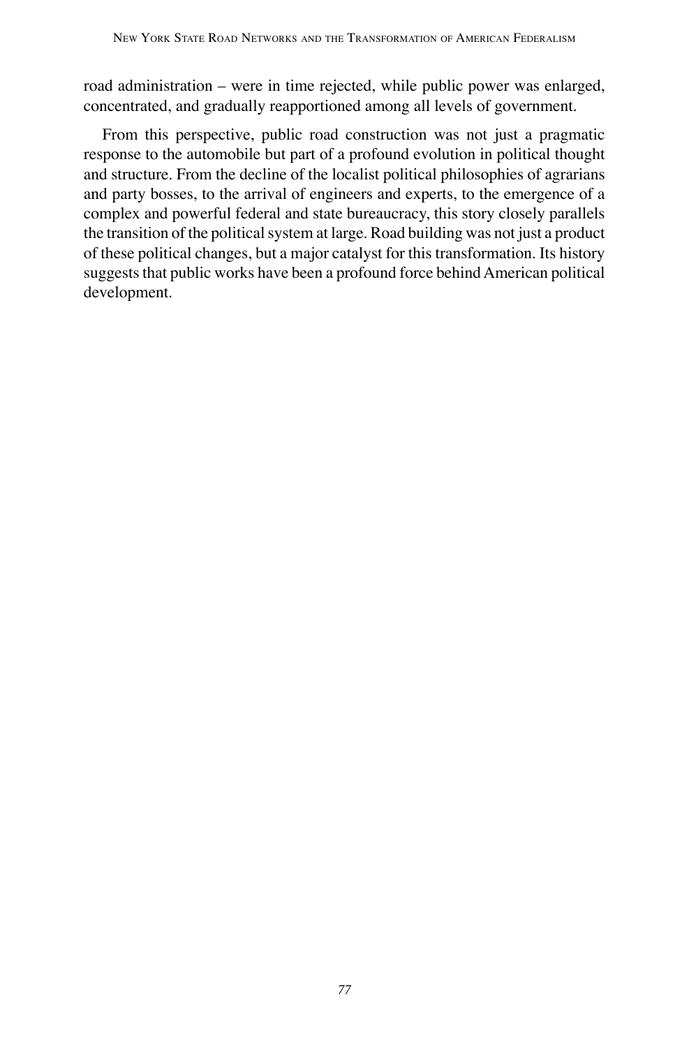road administration – were in time rejected, while public power was enlarged, concentrated, and gradually reapportioned among all levels of government.

From this perspective, public road construction was not just a pragmatic response to the automobile but part of a profound evolution in political thought and structure. From the decline of the localist political philosophies of agrarians and party bosses, to the arrival of engineers and experts, to the emergence of a complex and powerful federal and state bureaucracy, this story closely parallels the transition of the political system at large. Road building was not just a product of these political changes, but a major catalyst for this transformation. Its history suggests that public works have been a profound force behind American political development.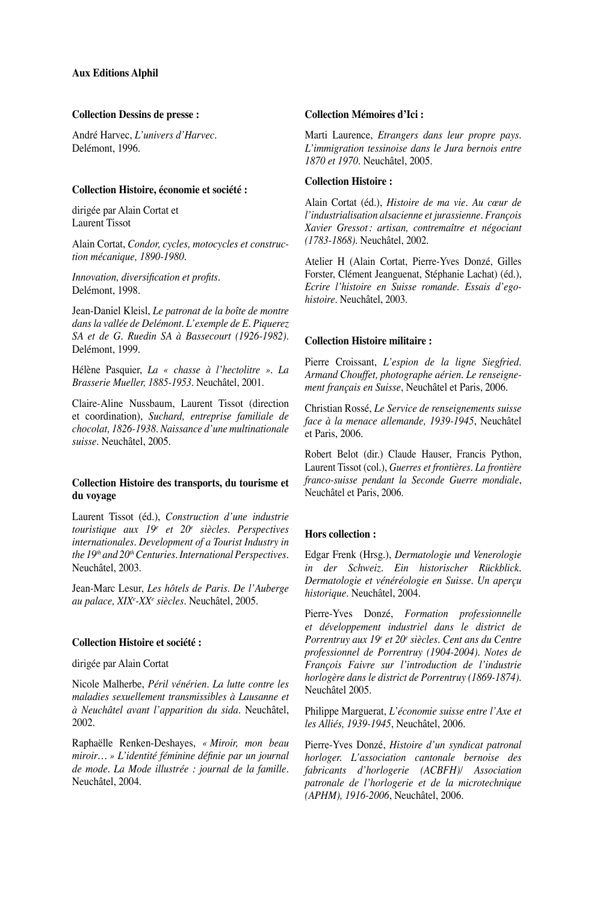**Aux Editions Alphil**

**Collection Dessins de presse :**

André Harvec, *L'univers d'Harvec*. Delémont, 1996.

**Collection Histoire, économie et société :**

dirigée par Alain Cortat et Laurent Tissot

Alain Cortat, *Condor, cycles, motocycles et construction mécanique, 1890-1980*.

*Innovation, diversification et profits*. Delémont, 1998.

Jean-Daniel Kleisl, *Le patronat de la boîte de montre dans la vallée de Delémont. L'exemple de E. Piquerez SA et de G. Ruedin SA à Bassecourt (1926-1982)*. Delémont, 1999.

Hélène Pasquier, *La « chasse à l'hectolitre ». La Brasserie Mueller, 1885-1953*. Neuchâtel, 2001.

Claire-Aline Nussbaum, Laurent Tissot (direction et coordination), *Suchard, entreprise familiale de chocolat, 1826-1938. Naissance d'une multinationale suisse*. Neuchâtel, 2005.

**Collection Histoire des transports, du tourisme et du voyage**

Laurent Tissot (éd.), *Construction d'une industrie touristique aux 19e et 20e siècles. Perspectives internationales. Development of a Tourist Industry in the 19th and 20th Centuries. International Perspectives*. Neuchâtel, 2003.

Jean-Marc Lesur, *Les hôtels de Paris. De l'Auberge au palace, XIXe-XXe siècles*. Neuchâtel, 2005.

**Collection Histoire et société :**

dirigée par Alain Cortat

Nicole Malherbe, *Péril vénérien. La lutte contre les maladies sexuellement transmissibles à Lausanne et à Neuchâtel avant l'apparition du sida*. Neuchâtel, 2002.

Raphaëlle Renken-Deshayes, *« Miroir, mon beau miroir… » L'identité féminine définie par un journal de mode. La Mode illustrée : journal de la famille*. Neuchâtel, 2004.

**Collection Mémoires d'Ici :**

Marti Laurence, *Etrangers dans leur propre pays. L'immigration tessinoise dans le Jura bernois entre 1870 et 1970*. Neuchâtel, 2005.

**Collection Histoire :**

Alain Cortat (éd.), *Histoire de ma vie. Au cœur de l'industrialisation alsacienne et jurassienne. François Xavier Gressot : artisan, contremaître et négociant (1783-1868)*. Neuchâtel, 2002.

Atelier H (Alain Cortat, Pierre-Yves Donzé, Gilles Forster, Clément Jeanguenat, Stéphanie Lachat) (éd.), *Ecrire l'histoire en Suisse romande. Essais d'ego-histoire*. Neuchâtel, 2003.

**Collection Histoire militaire :**

Pierre Croissant, *L'espion de la ligne Siegfried. Armand Chouffet, photographe aérien. Le renseignement français en Suisse*, Neuchâtel et Paris, 2006.

Christian Rossé, *Le Service de renseignements suisse face à la menace allemande, 1939-1945*, Neuchâtel et Paris, 2006.

Robert Belot (dir.) Claude Hauser, Francis Python, Laurent Tissot (col.), *Guerres et frontières. La frontière franco-suisse pendant la Seconde Guerre mondiale*, Neuchâtel et Paris, 2006.

**Hors collection :**

Edgar Frenk (Hrsg.), *Dermatologie und Venerologie in der Schweiz. Ein historischer Rückblick. Dermatologie et vénéréologie en Suisse. Un aperçu historique*. Neuchâtel, 2004.

Pierre-Yves Donzé, *Formation professionnelle et développement industriel dans le district de Porrentruy aux 19e et 20e siècles. Cent ans du Centre professionnel de Porrentruy (1904-2004). Notes de François Faivre sur l'introduction de l'industrie horlogère dans le district de Porrentruy (1869-1874)*. Neuchâtel 2005.

Philippe Marguerat, *L'économie suisse entre l'Axe et les Alliés, 1939-1945*, Neuchâtel, 2006.

Pierre-Yves Donzé, *Histoire d'un syndicat patronal horloger. L'association cantonale bernoise des fabricants d'horlogerie (ACBFH)/ Association patronale de l'horlogerie et de la microtechnique (APHM), 1916-2006*, Neuchâtel, 2006.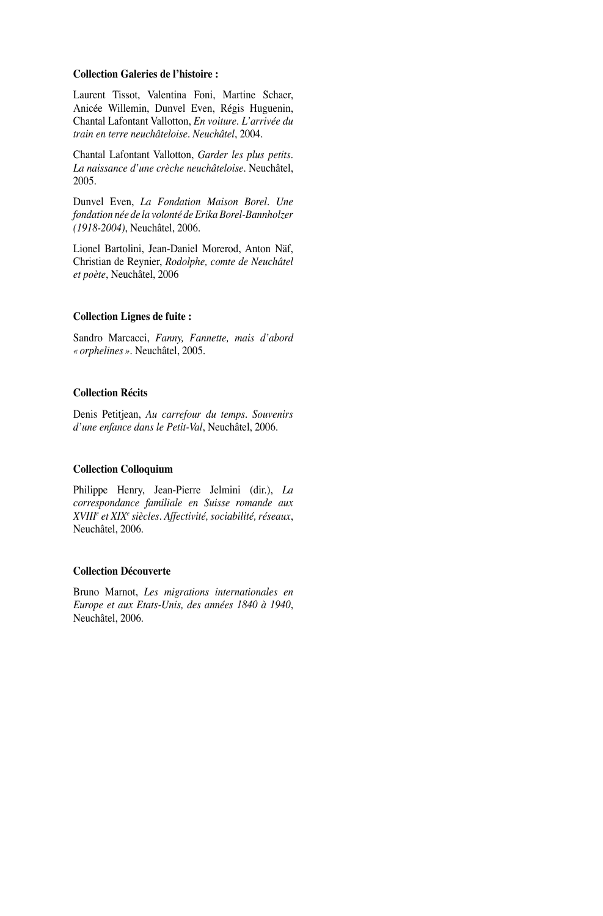**Collection Galeries de l'histoire :**

Laurent Tissot, Valentina Foni, Martine Schaer, Anicée Willemin, Dunvel Even, Régis Huguenin, Chantal Lafontant Vallotton, *En voiture. L'arrivée du train en terre neuchâteloise. Neuchâtel*, 2004.

Chantal Lafontant Vallotton, *Garder les plus petits. La naissance d'une crèche neuchâteloise*. Neuchâtel, 2005.

Dunvel Even, *La Fondation Maison Borel. Une fondation née de la volonté de Erika Borel-Bannholzer (1918-2004)*, Neuchâtel, 2006.

Lionel Bartolini, Jean-Daniel Morerod, Anton Näf, Christian de Reynier, *Rodolphe, comte de Neuchâtel et poète*, Neuchâtel, 2006

**Collection Lignes de fuite :**

Sandro Marcacci, *Fanny, Fannette, mais d'abord « orphelines »*. Neuchâtel, 2005.

**Collection Récits**

Denis Petitjean, *Au carrefour du temps. Souvenirs d'une enfance dans le Petit-Val*, Neuchâtel, 2006.

**Collection Colloquium**

Philippe Henry, Jean-Pierre Jelmini (dir.), *La correspondance familiale en Suisse romande aux XVIII*e *et XIX*e *siècles. Affectivité, sociabilité, réseaux*, Neuchâtel, 2006.

**Collection Découverte**

Bruno Marnot, *Les migrations internationales en Europe et aux Etats-Unis, des années 1840 à 1940*, Neuchâtel, 2006.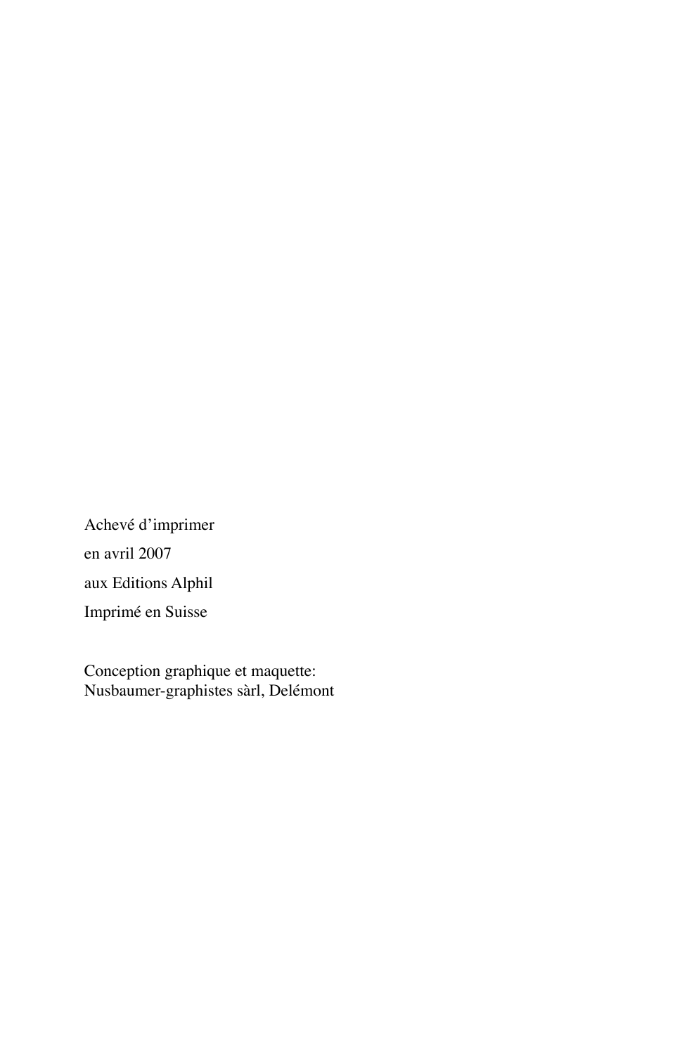Achevé d'imprimer

en avril 2007

aux Editions Alphil

Imprimé en Suisse

Conception graphique et maquette:
Nusbaumer-graphistes sàrl, Delémont